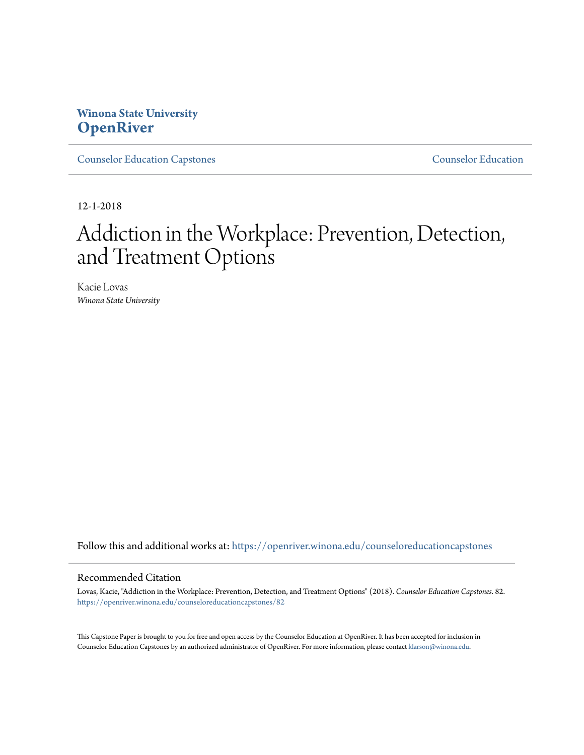Winona State University
**OpenRiver**

Counselor Education Capstones | Counselor Education

12-1-2018

# Addiction in the Workplace: Prevention, Detection, and Treatment Options

Kacie Lovas
*Winona State University*

Follow this and additional works at: https://openriver.winona.edu/counseloreducationcapstones

## Recommended Citation

Lovas, Kacie, "Addiction in the Workplace: Prevention, Detection, and Treatment Options" (2018). *Counselor Education Capstones*. 82.
https://openriver.winona.edu/counseloreducationcapstones/82

This Capstone Paper is brought to you for free and open access by the Counselor Education at OpenRiver. It has been accepted for inclusion in Counselor Education Capstones by an authorized administrator of OpenRiver. For more information, please contact klarson@winona.edu.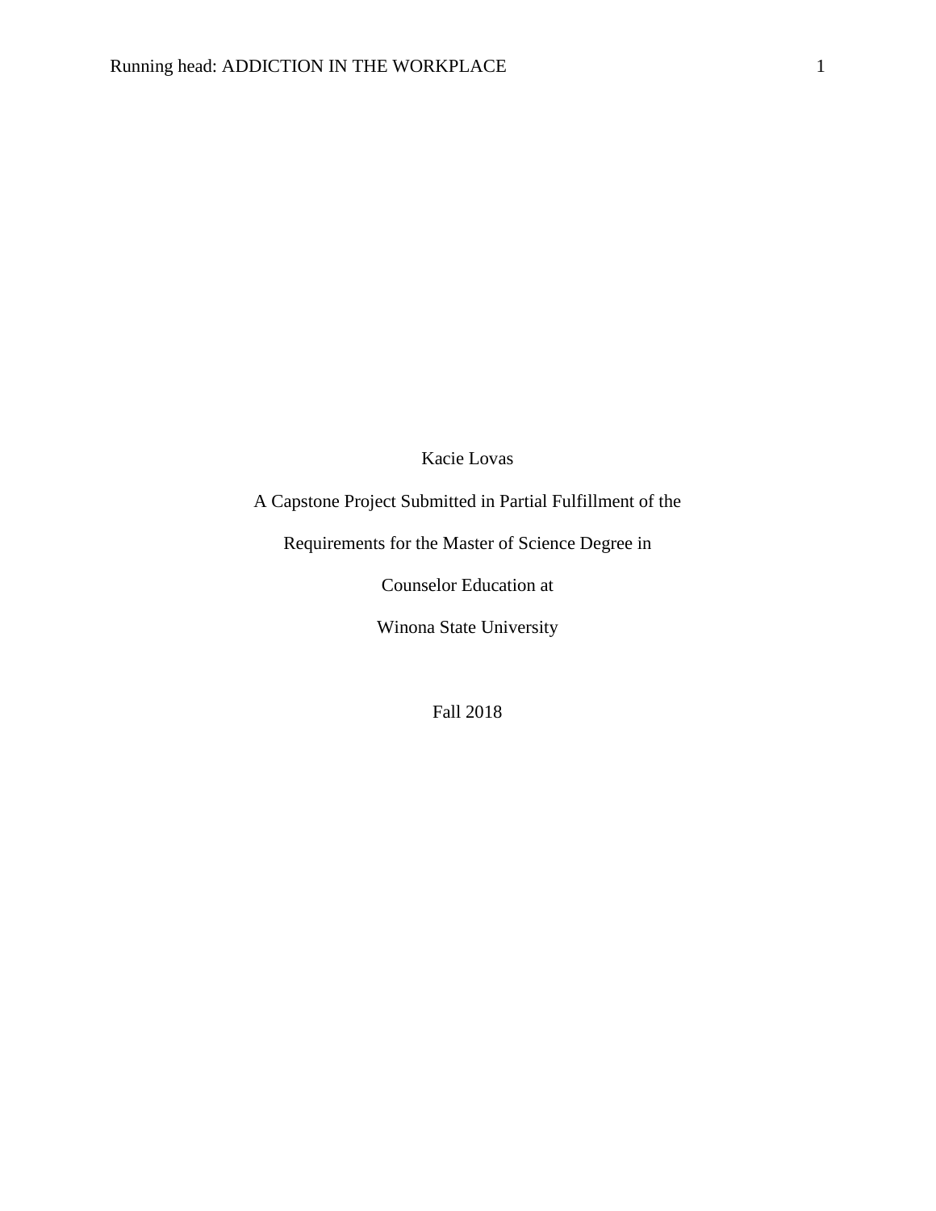Kacie Lovas

A Capstone Project Submitted in Partial Fulfillment of the

Requirements for the Master of Science Degree in

Counselor Education at

Winona State University

Fall 2018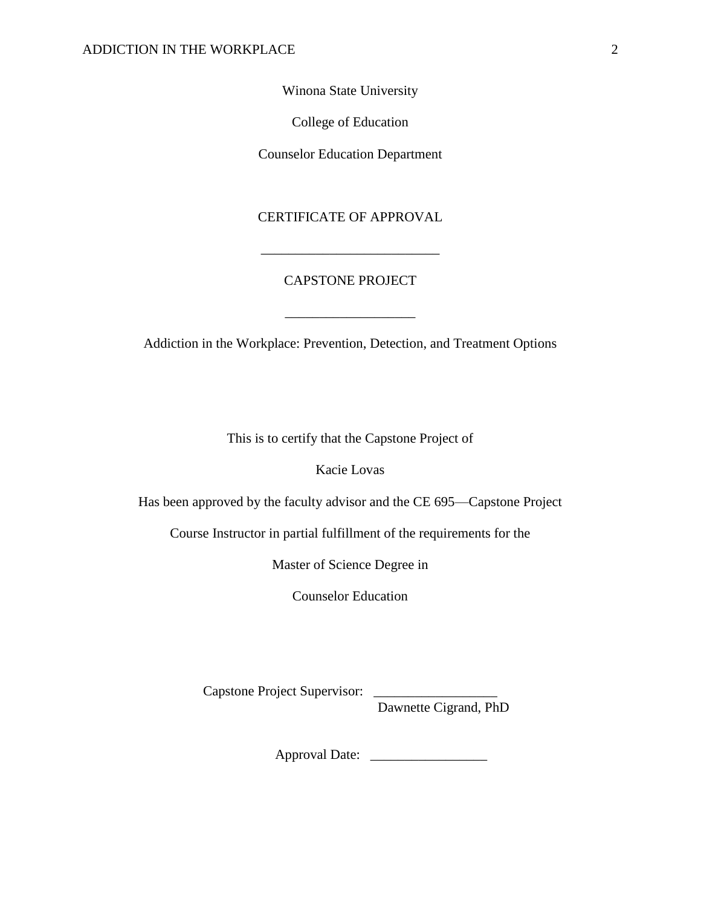Winona State University

College of Education

Counselor Education Department

CERTIFICATE OF APPROVAL

___________________________

CAPSTONE PROJECT

____________________

Addiction in the Workplace: Prevention, Detection, and Treatment Options

This is to certify that the Capstone Project of

Kacie Lovas

Has been approved by the faculty advisor and the CE 695—Capstone Project

Course Instructor in partial fulfillment of the requirements for the

Master of Science Degree in

Counselor Education

Capstone Project Supervisor: __________________
Dawnette Cigrand, PhD

Approval Date: _________________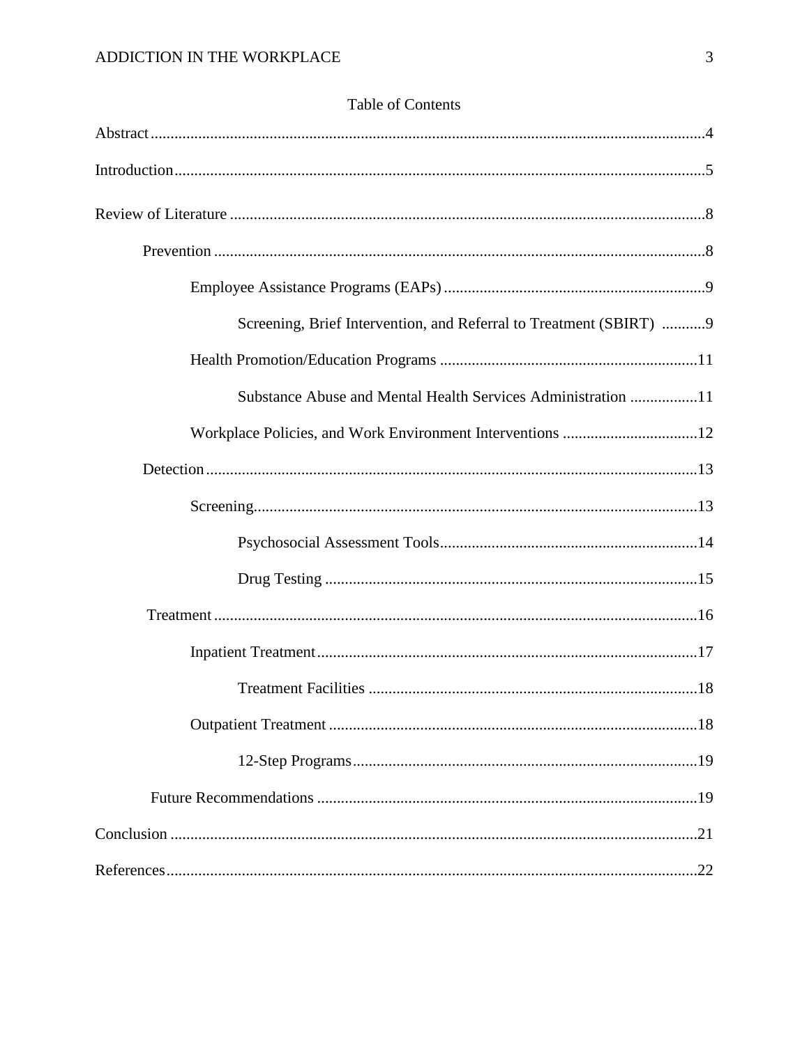# Table of Contents

Abstract ....4

Introduction ....5

Review of Literature ....8

- Prevention ....8
  - Employee Assistance Programs (EAPs) ....9
    - Screening, Brief Intervention, and Referral to Treatment (SBIRT) ....9
  - Health Promotion/Education Programs ....11
    - Substance Abuse and Mental Health Services Administration ....11
  - Workplace Policies, and Work Environment Interventions ....12
- Detection ....13
  - Screening ....13
    - Psychosocial Assessment Tools ....14
    - Drug Testing ....15
- Treatment ....16
  - Inpatient Treatment ....17
    - Treatment Facilities ....18
  - Outpatient Treatment ....18
    - 12-Step Programs ....19
- Future Recommendations ....19

Conclusion ....21

References ....22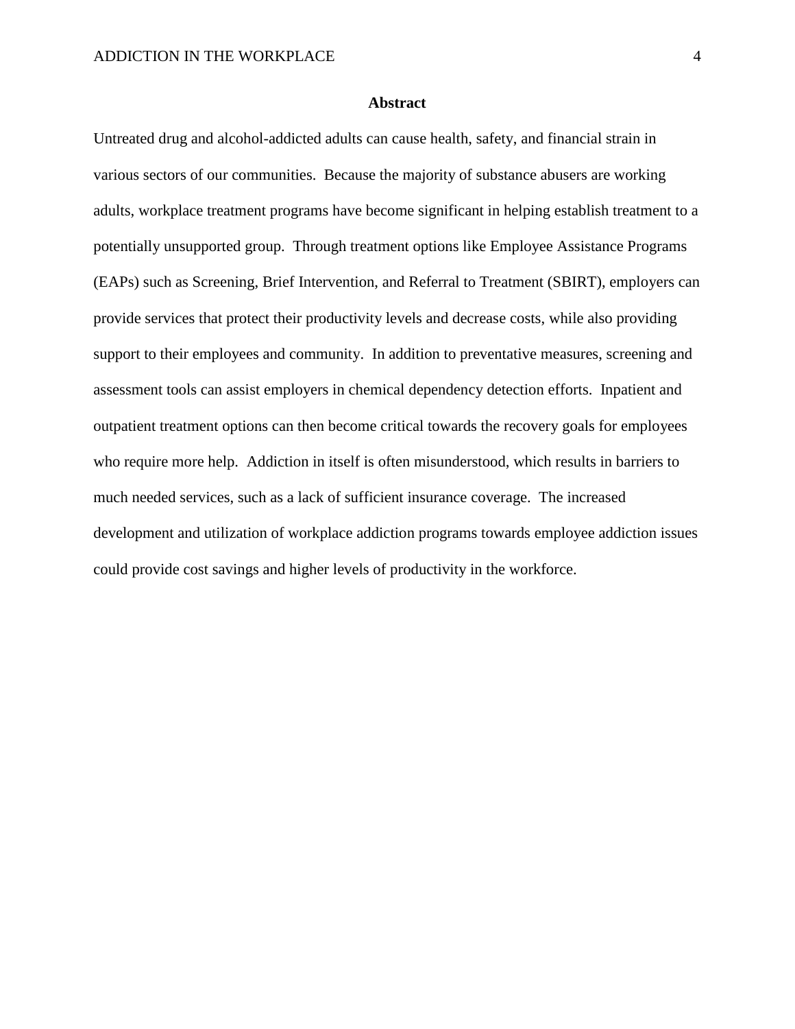## Abstract

Untreated drug and alcohol-addicted adults can cause health, safety, and financial strain in various sectors of our communities. Because the majority of substance abusers are working adults, workplace treatment programs have become significant in helping establish treatment to a potentially unsupported group. Through treatment options like Employee Assistance Programs (EAPs) such as Screening, Brief Intervention, and Referral to Treatment (SBIRT), employers can provide services that protect their productivity levels and decrease costs, while also providing support to their employees and community. In addition to preventative measures, screening and assessment tools can assist employers in chemical dependency detection efforts. Inpatient and outpatient treatment options can then become critical towards the recovery goals for employees who require more help. Addiction in itself is often misunderstood, which results in barriers to much needed services, such as a lack of sufficient insurance coverage. The increased development and utilization of workplace addiction programs towards employee addiction issues could provide cost savings and higher levels of productivity in the workforce.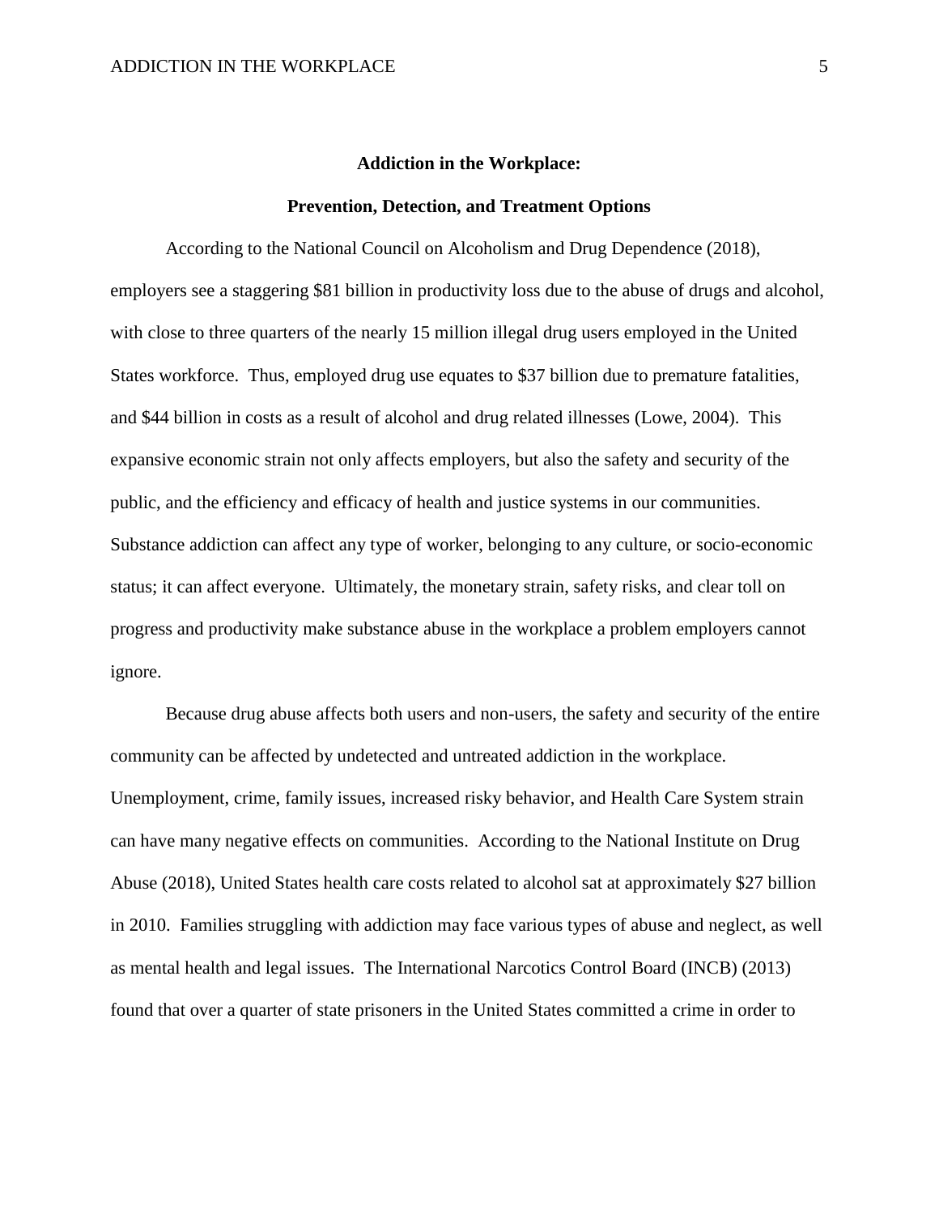**Addiction in the Workplace:**

**Prevention, Detection, and Treatment Options**

According to the National Council on Alcoholism and Drug Dependence (2018), employers see a staggering $81 billion in productivity loss due to the abuse of drugs and alcohol, with close to three quarters of the nearly 15 million illegal drug users employed in the United States workforce. Thus, employed drug use equates to $37 billion due to premature fatalities, and $44 billion in costs as a result of alcohol and drug related illnesses (Lowe, 2004). This expansive economic strain not only affects employers, but also the safety and security of the public, and the efficiency and efficacy of health and justice systems in our communities. Substance addiction can affect any type of worker, belonging to any culture, or socio-economic status; it can affect everyone. Ultimately, the monetary strain, safety risks, and clear toll on progress and productivity make substance abuse in the workplace a problem employers cannot ignore.

Because drug abuse affects both users and non-users, the safety and security of the entire community can be affected by undetected and untreated addiction in the workplace. Unemployment, crime, family issues, increased risky behavior, and Health Care System strain can have many negative effects on communities. According to the National Institute on Drug Abuse (2018), United States health care costs related to alcohol sat at approximately $27 billion in 2010. Families struggling with addiction may face various types of abuse and neglect, as well as mental health and legal issues. The International Narcotics Control Board (INCB) (2013) found that over a quarter of state prisoners in the United States committed a crime in order to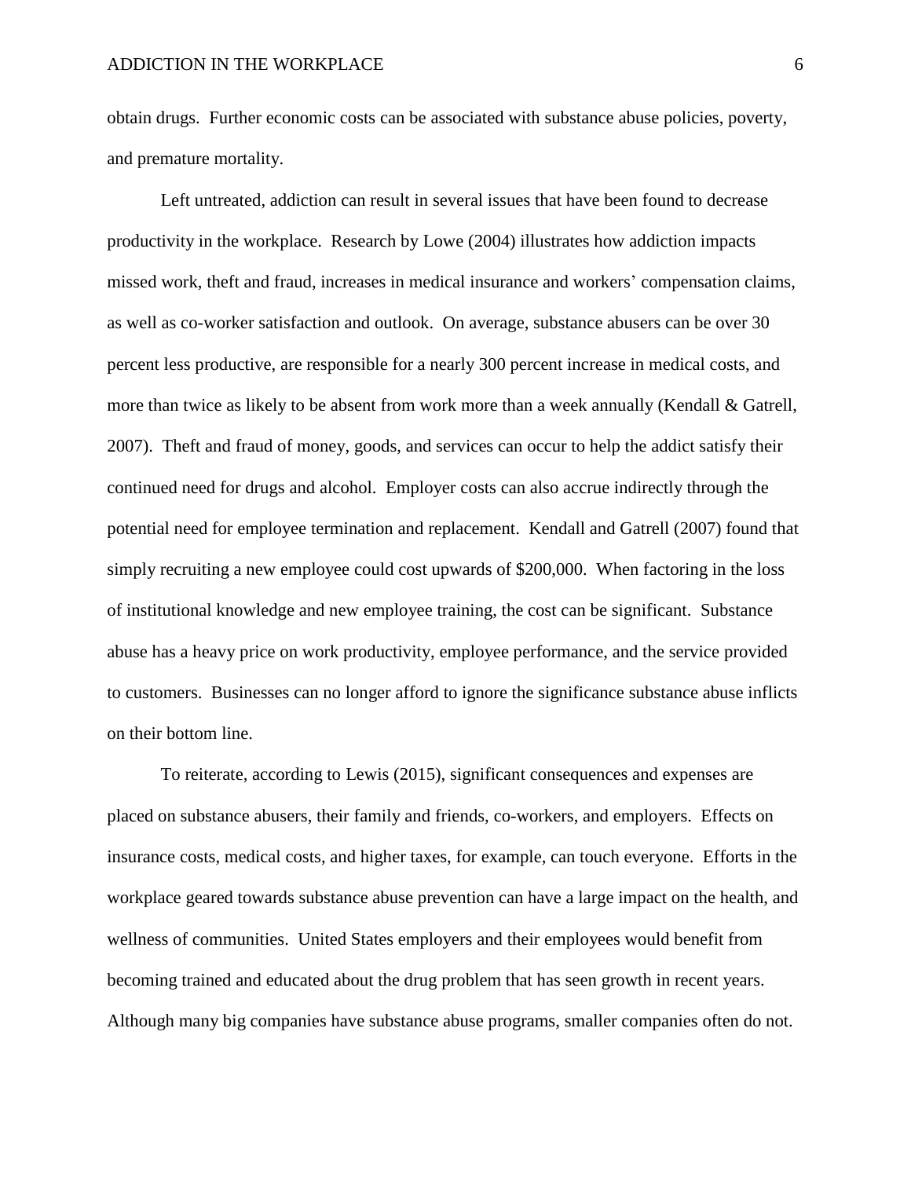obtain drugs. Further economic costs can be associated with substance abuse policies, poverty, and premature mortality.

Left untreated, addiction can result in several issues that have been found to decrease productivity in the workplace. Research by Lowe (2004) illustrates how addiction impacts missed work, theft and fraud, increases in medical insurance and workers' compensation claims, as well as co-worker satisfaction and outlook. On average, substance abusers can be over 30 percent less productive, are responsible for a nearly 300 percent increase in medical costs, and more than twice as likely to be absent from work more than a week annually (Kendall & Gatrell, 2007). Theft and fraud of money, goods, and services can occur to help the addict satisfy their continued need for drugs and alcohol. Employer costs can also accrue indirectly through the potential need for employee termination and replacement. Kendall and Gatrell (2007) found that simply recruiting a new employee could cost upwards of $200,000. When factoring in the loss of institutional knowledge and new employee training, the cost can be significant. Substance abuse has a heavy price on work productivity, employee performance, and the service provided to customers. Businesses can no longer afford to ignore the significance substance abuse inflicts on their bottom line.

To reiterate, according to Lewis (2015), significant consequences and expenses are placed on substance abusers, their family and friends, co-workers, and employers. Effects on insurance costs, medical costs, and higher taxes, for example, can touch everyone. Efforts in the workplace geared towards substance abuse prevention can have a large impact on the health, and wellness of communities. United States employers and their employees would benefit from becoming trained and educated about the drug problem that has seen growth in recent years. Although many big companies have substance abuse programs, smaller companies often do not.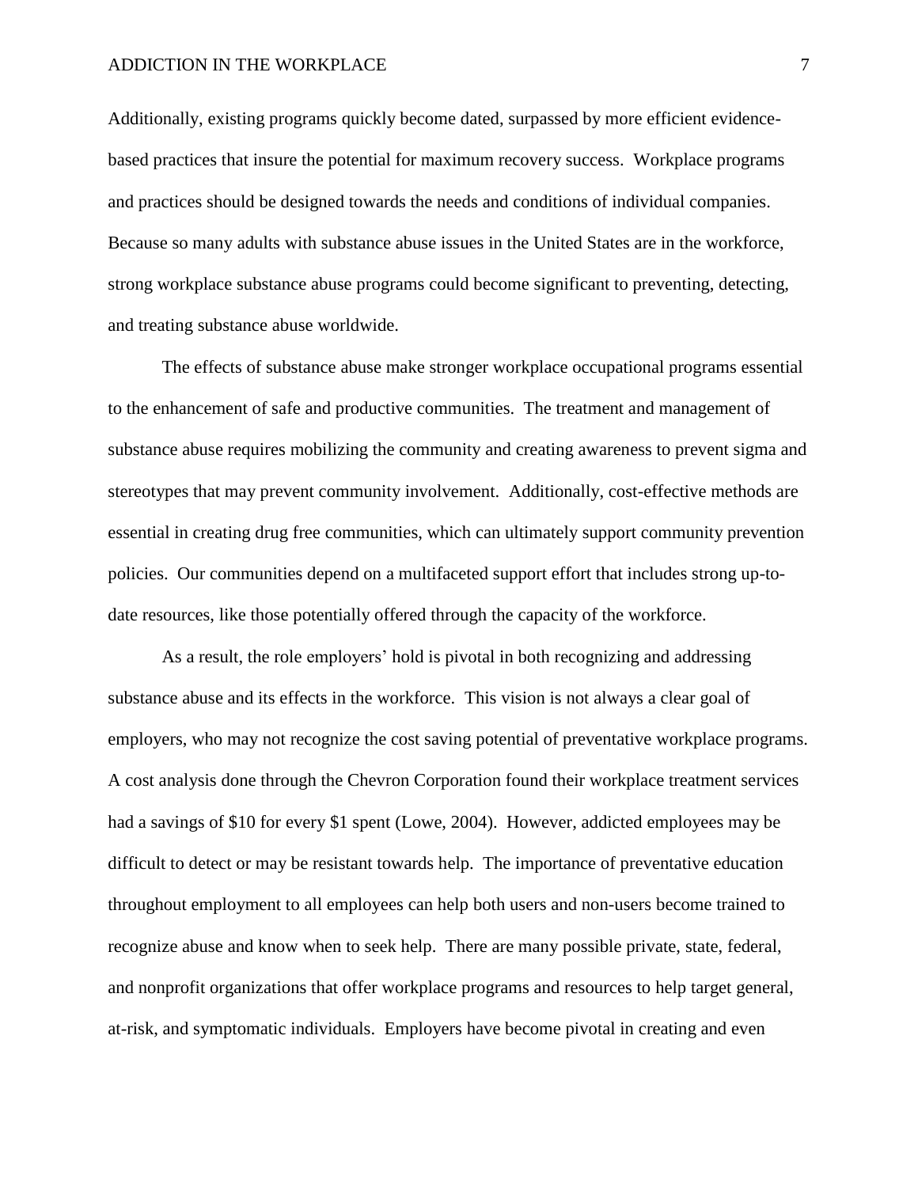Additionally, existing programs quickly become dated, surpassed by more efficient evidence-based practices that insure the potential for maximum recovery success. Workplace programs and practices should be designed towards the needs and conditions of individual companies. Because so many adults with substance abuse issues in the United States are in the workforce, strong workplace substance abuse programs could become significant to preventing, detecting, and treating substance abuse worldwide.

The effects of substance abuse make stronger workplace occupational programs essential to the enhancement of safe and productive communities. The treatment and management of substance abuse requires mobilizing the community and creating awareness to prevent sigma and stereotypes that may prevent community involvement. Additionally, cost-effective methods are essential in creating drug free communities, which can ultimately support community prevention policies. Our communities depend on a multifaceted support effort that includes strong up-to-date resources, like those potentially offered through the capacity of the workforce.

As a result, the role employers' hold is pivotal in both recognizing and addressing substance abuse and its effects in the workforce. This vision is not always a clear goal of employers, who may not recognize the cost saving potential of preventative workplace programs. A cost analysis done through the Chevron Corporation found their workplace treatment services had a savings of $10 for every $1 spent (Lowe, 2004). However, addicted employees may be difficult to detect or may be resistant towards help. The importance of preventative education throughout employment to all employees can help both users and non-users become trained to recognize abuse and know when to seek help. There are many possible private, state, federal, and nonprofit organizations that offer workplace programs and resources to help target general, at-risk, and symptomatic individuals. Employers have become pivotal in creating and even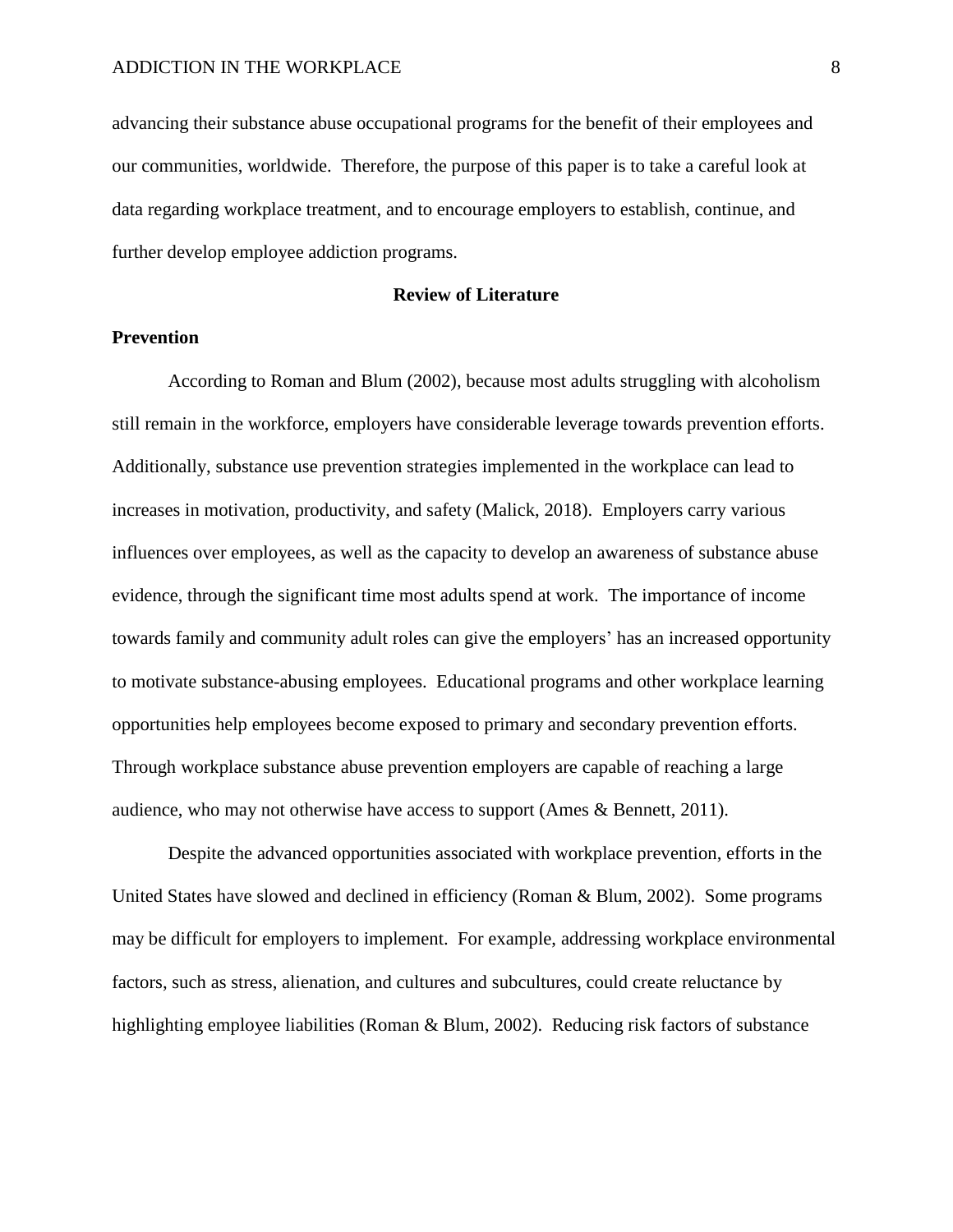advancing their substance abuse occupational programs for the benefit of their employees and our communities, worldwide. Therefore, the purpose of this paper is to take a careful look at data regarding workplace treatment, and to encourage employers to establish, continue, and further develop employee addiction programs.

## Review of Literature

### Prevention

According to Roman and Blum (2002), because most adults struggling with alcoholism still remain in the workforce, employers have considerable leverage towards prevention efforts. Additionally, substance use prevention strategies implemented in the workplace can lead to increases in motivation, productivity, and safety (Malick, 2018). Employers carry various influences over employees, as well as the capacity to develop an awareness of substance abuse evidence, through the significant time most adults spend at work. The importance of income towards family and community adult roles can give the employers' has an increased opportunity to motivate substance-abusing employees. Educational programs and other workplace learning opportunities help employees become exposed to primary and secondary prevention efforts. Through workplace substance abuse prevention employers are capable of reaching a large audience, who may not otherwise have access to support (Ames & Bennett, 2011).

Despite the advanced opportunities associated with workplace prevention, efforts in the United States have slowed and declined in efficiency (Roman & Blum, 2002). Some programs may be difficult for employers to implement. For example, addressing workplace environmental factors, such as stress, alienation, and cultures and subcultures, could create reluctance by highlighting employee liabilities (Roman & Blum, 2002). Reducing risk factors of substance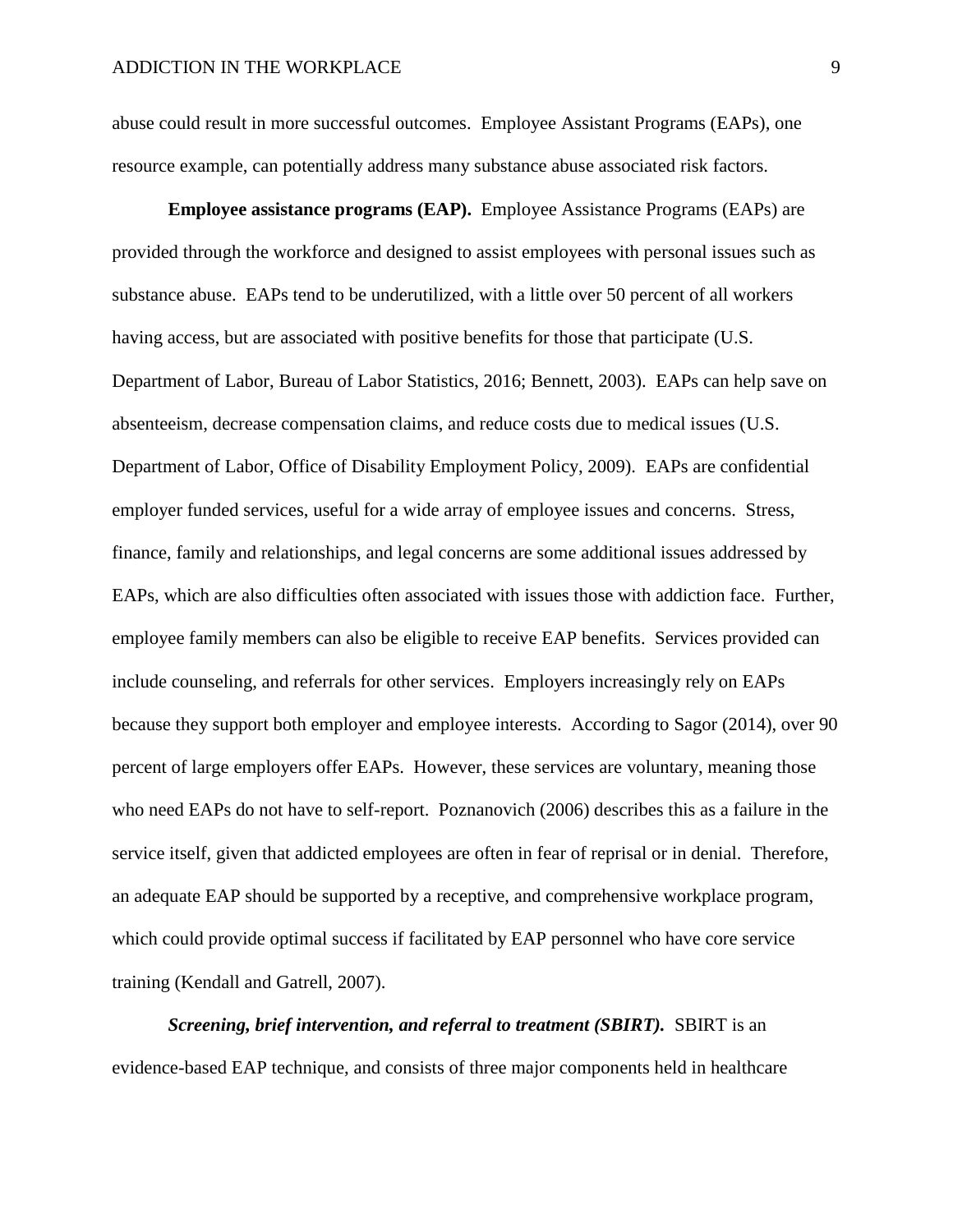abuse could result in more successful outcomes. Employee Assistant Programs (EAPs), one resource example, can potentially address many substance abuse associated risk factors.

**Employee assistance programs (EAP).** Employee Assistance Programs (EAPs) are provided through the workforce and designed to assist employees with personal issues such as substance abuse. EAPs tend to be underutilized, with a little over 50 percent of all workers having access, but are associated with positive benefits for those that participate (U.S. Department of Labor, Bureau of Labor Statistics, 2016; Bennett, 2003). EAPs can help save on absenteeism, decrease compensation claims, and reduce costs due to medical issues (U.S. Department of Labor, Office of Disability Employment Policy, 2009). EAPs are confidential employer funded services, useful for a wide array of employee issues and concerns. Stress, finance, family and relationships, and legal concerns are some additional issues addressed by EAPs, which are also difficulties often associated with issues those with addiction face. Further, employee family members can also be eligible to receive EAP benefits. Services provided can include counseling, and referrals for other services. Employers increasingly rely on EAPs because they support both employer and employee interests. According to Sagor (2014), over 90 percent of large employers offer EAPs. However, these services are voluntary, meaning those who need EAPs do not have to self-report. Poznanovich (2006) describes this as a failure in the service itself, given that addicted employees are often in fear of reprisal or in denial. Therefore, an adequate EAP should be supported by a receptive, and comprehensive workplace program, which could provide optimal success if facilitated by EAP personnel who have core service training (Kendall and Gatrell, 2007).

***Screening, brief intervention, and referral to treatment (SBIRT).*** SBIRT is an evidence-based EAP technique, and consists of three major components held in healthcare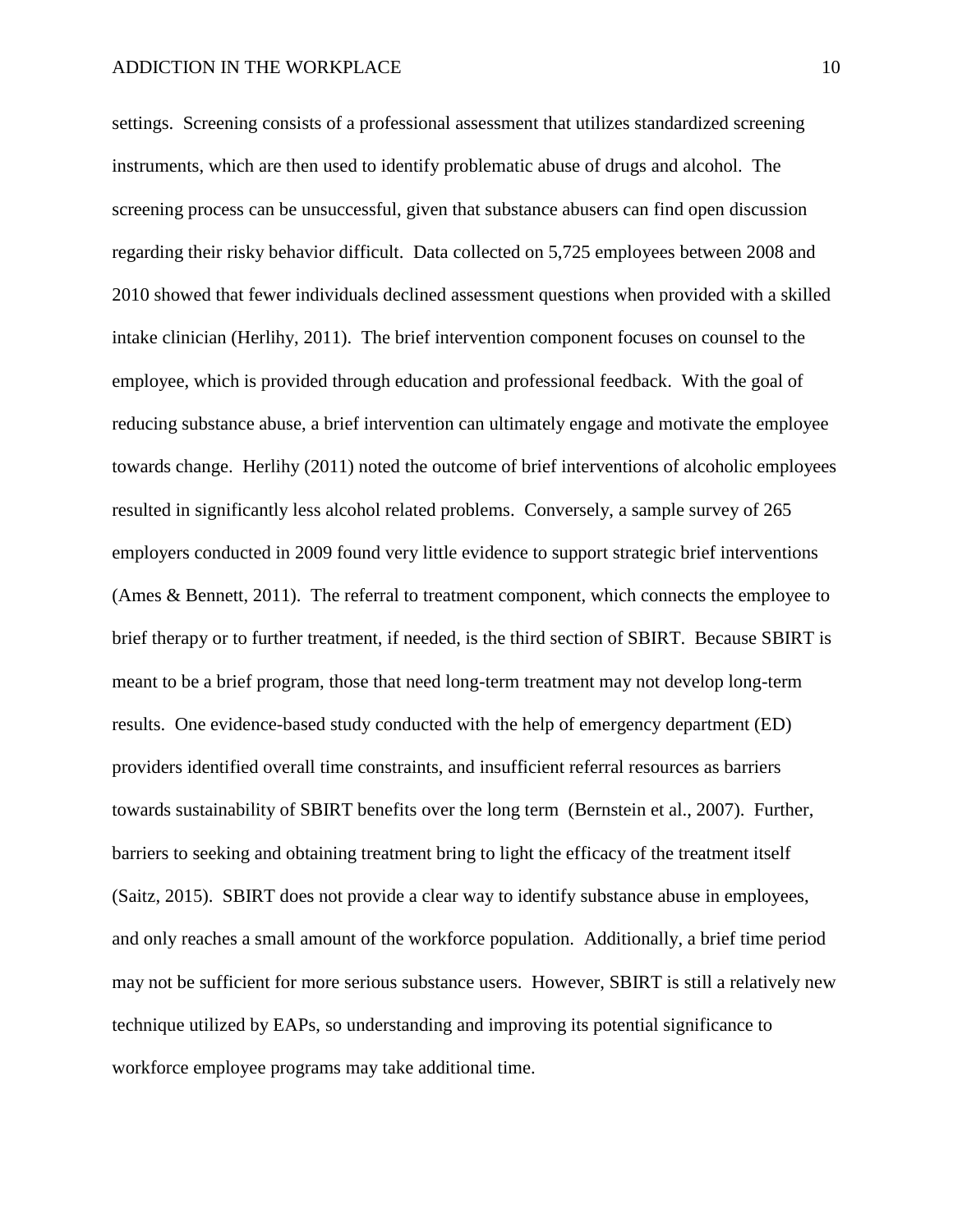settings. Screening consists of a professional assessment that utilizes standardized screening instruments, which are then used to identify problematic abuse of drugs and alcohol. The screening process can be unsuccessful, given that substance abusers can find open discussion regarding their risky behavior difficult. Data collected on 5,725 employees between 2008 and 2010 showed that fewer individuals declined assessment questions when provided with a skilled intake clinician (Herlihy, 2011). The brief intervention component focuses on counsel to the employee, which is provided through education and professional feedback. With the goal of reducing substance abuse, a brief intervention can ultimately engage and motivate the employee towards change. Herlihy (2011) noted the outcome of brief interventions of alcoholic employees resulted in significantly less alcohol related problems. Conversely, a sample survey of 265 employers conducted in 2009 found very little evidence to support strategic brief interventions (Ames & Bennett, 2011). The referral to treatment component, which connects the employee to brief therapy or to further treatment, if needed, is the third section of SBIRT. Because SBIRT is meant to be a brief program, those that need long-term treatment may not develop long-term results. One evidence-based study conducted with the help of emergency department (ED) providers identified overall time constraints, and insufficient referral resources as barriers towards sustainability of SBIRT benefits over the long term (Bernstein et al., 2007). Further, barriers to seeking and obtaining treatment bring to light the efficacy of the treatment itself (Saitz, 2015). SBIRT does not provide a clear way to identify substance abuse in employees, and only reaches a small amount of the workforce population. Additionally, a brief time period may not be sufficient for more serious substance users. However, SBIRT is still a relatively new technique utilized by EAPs, so understanding and improving its potential significance to workforce employee programs may take additional time.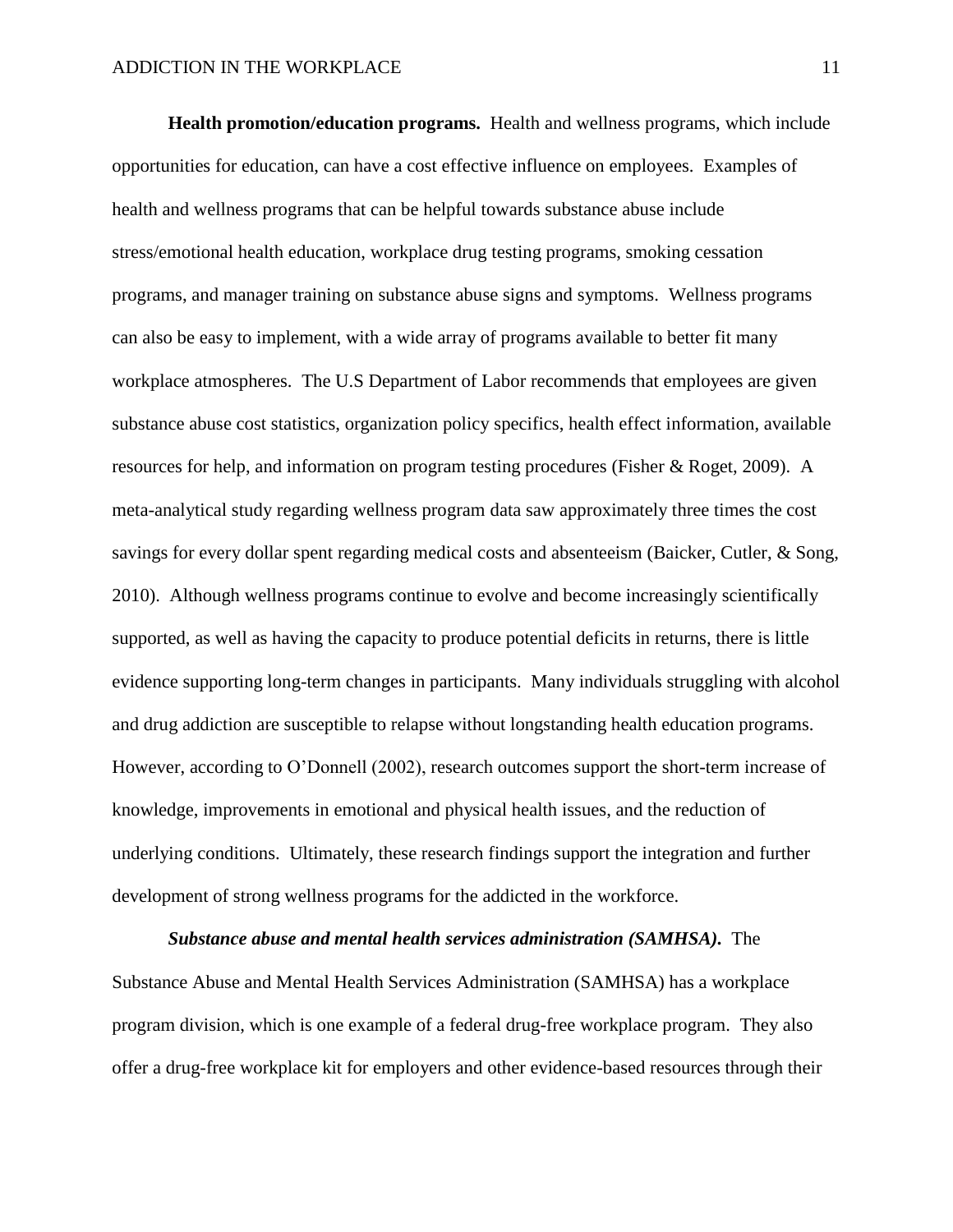**Health promotion/education programs.** Health and wellness programs, which include opportunities for education, can have a cost effective influence on employees. Examples of health and wellness programs that can be helpful towards substance abuse include stress/emotional health education, workplace drug testing programs, smoking cessation programs, and manager training on substance abuse signs and symptoms. Wellness programs can also be easy to implement, with a wide array of programs available to better fit many workplace atmospheres. The U.S Department of Labor recommends that employees are given substance abuse cost statistics, organization policy specifics, health effect information, available resources for help, and information on program testing procedures (Fisher & Roget, 2009). A meta-analytical study regarding wellness program data saw approximately three times the cost savings for every dollar spent regarding medical costs and absenteeism (Baicker, Cutler, & Song, 2010). Although wellness programs continue to evolve and become increasingly scientifically supported, as well as having the capacity to produce potential deficits in returns, there is little evidence supporting long-term changes in participants. Many individuals struggling with alcohol and drug addiction are susceptible to relapse without longstanding health education programs. However, according to O'Donnell (2002), research outcomes support the short-term increase of knowledge, improvements in emotional and physical health issues, and the reduction of underlying conditions. Ultimately, these research findings support the integration and further development of strong wellness programs for the addicted in the workforce.

***Substance abuse and mental health services administration (SAMHSA).*** The Substance Abuse and Mental Health Services Administration (SAMHSA) has a workplace program division, which is one example of a federal drug-free workplace program. They also offer a drug-free workplace kit for employers and other evidence-based resources through their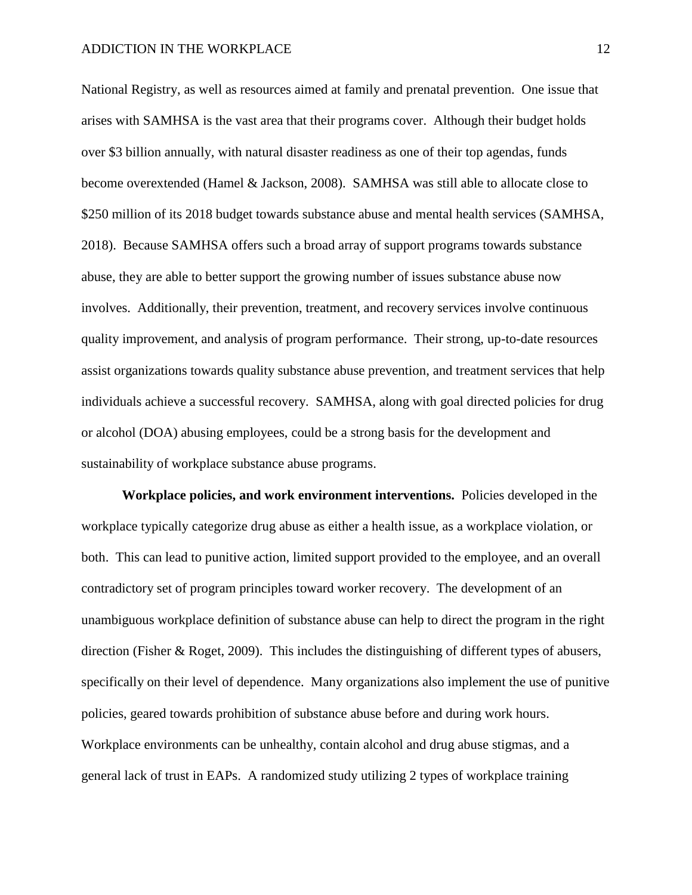National Registry, as well as resources aimed at family and prenatal prevention. One issue that arises with SAMHSA is the vast area that their programs cover. Although their budget holds over $3 billion annually, with natural disaster readiness as one of their top agendas, funds become overextended (Hamel & Jackson, 2008). SAMHSA was still able to allocate close to $250 million of its 2018 budget towards substance abuse and mental health services (SAMHSA, 2018). Because SAMHSA offers such a broad array of support programs towards substance abuse, they are able to better support the growing number of issues substance abuse now involves. Additionally, their prevention, treatment, and recovery services involve continuous quality improvement, and analysis of program performance. Their strong, up-to-date resources assist organizations towards quality substance abuse prevention, and treatment services that help individuals achieve a successful recovery. SAMHSA, along with goal directed policies for drug or alcohol (DOA) abusing employees, could be a strong basis for the development and sustainability of workplace substance abuse programs.

**Workplace policies, and work environment interventions.** Policies developed in the workplace typically categorize drug abuse as either a health issue, as a workplace violation, or both. This can lead to punitive action, limited support provided to the employee, and an overall contradictory set of program principles toward worker recovery. The development of an unambiguous workplace definition of substance abuse can help to direct the program in the right direction (Fisher & Roget, 2009). This includes the distinguishing of different types of abusers, specifically on their level of dependence. Many organizations also implement the use of punitive policies, geared towards prohibition of substance abuse before and during work hours. Workplace environments can be unhealthy, contain alcohol and drug abuse stigmas, and a general lack of trust in EAPs. A randomized study utilizing 2 types of workplace training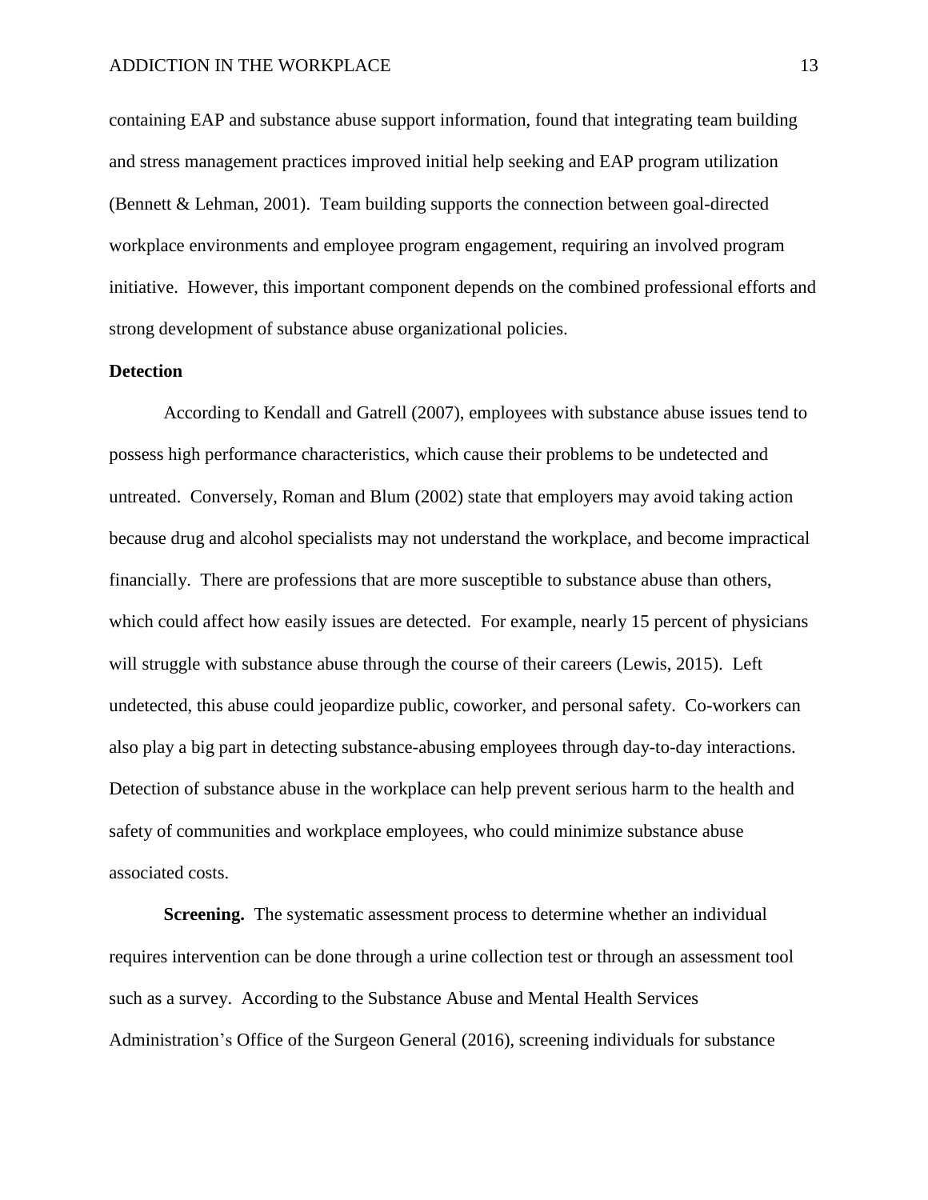containing EAP and substance abuse support information, found that integrating team building and stress management practices improved initial help seeking and EAP program utilization (Bennett & Lehman, 2001). Team building supports the connection between goal-directed workplace environments and employee program engagement, requiring an involved program initiative. However, this important component depends on the combined professional efforts and strong development of substance abuse organizational policies.

## Detection

According to Kendall and Gatrell (2007), employees with substance abuse issues tend to possess high performance characteristics, which cause their problems to be undetected and untreated. Conversely, Roman and Blum (2002) state that employers may avoid taking action because drug and alcohol specialists may not understand the workplace, and become impractical financially. There are professions that are more susceptible to substance abuse than others, which could affect how easily issues are detected. For example, nearly 15 percent of physicians will struggle with substance abuse through the course of their careers (Lewis, 2015). Left undetected, this abuse could jeopardize public, coworker, and personal safety. Co-workers can also play a big part in detecting substance-abusing employees through day-to-day interactions. Detection of substance abuse in the workplace can help prevent serious harm to the health and safety of communities and workplace employees, who could minimize substance abuse associated costs.

**Screening.** The systematic assessment process to determine whether an individual requires intervention can be done through a urine collection test or through an assessment tool such as a survey. According to the Substance Abuse and Mental Health Services Administration's Office of the Surgeon General (2016), screening individuals for substance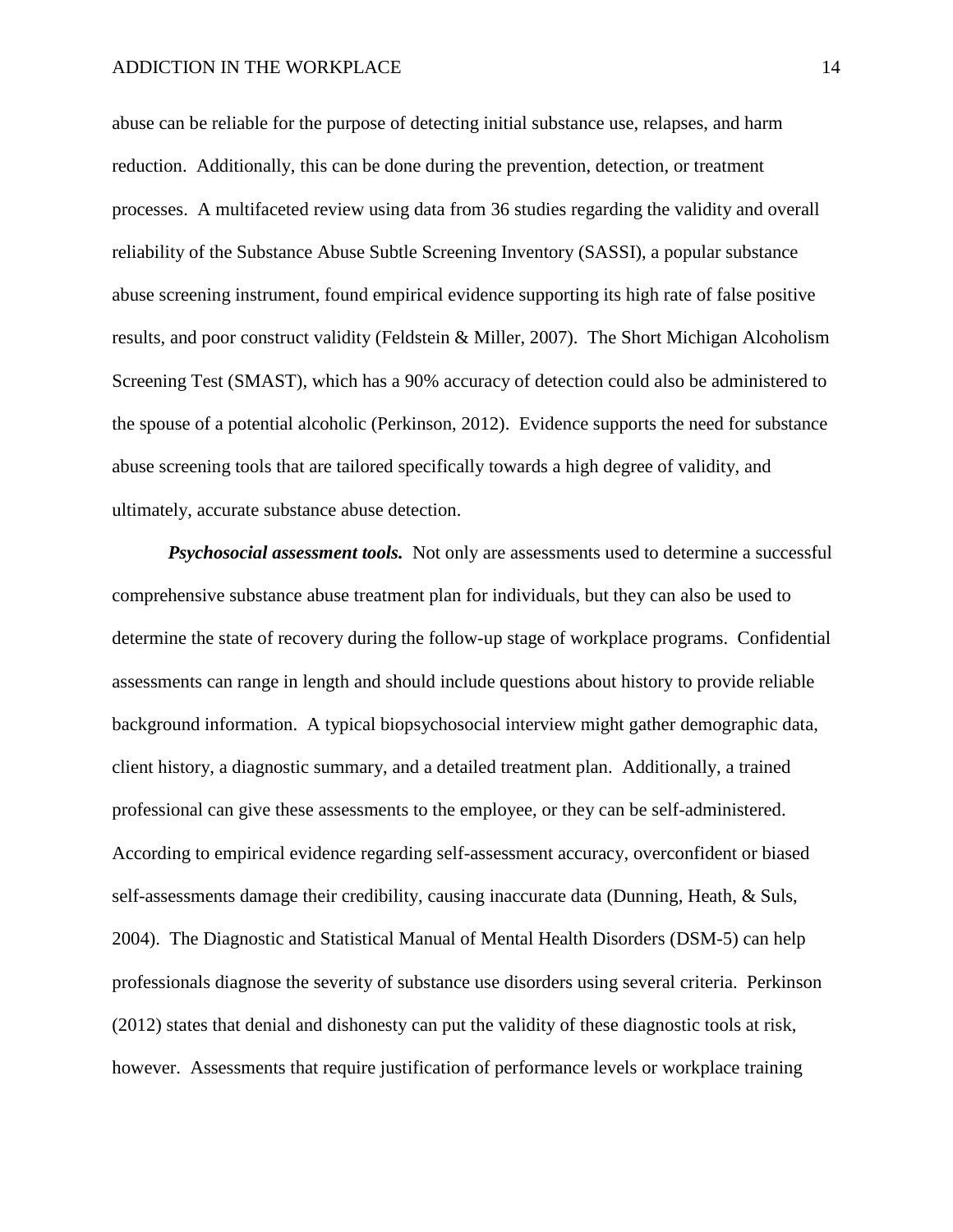abuse can be reliable for the purpose of detecting initial substance use, relapses, and harm reduction. Additionally, this can be done during the prevention, detection, or treatment processes. A multifaceted review using data from 36 studies regarding the validity and overall reliability of the Substance Abuse Subtle Screening Inventory (SASSI), a popular substance abuse screening instrument, found empirical evidence supporting its high rate of false positive results, and poor construct validity (Feldstein & Miller, 2007). The Short Michigan Alcoholism Screening Test (SMAST), which has a 90% accuracy of detection could also be administered to the spouse of a potential alcoholic (Perkinson, 2012). Evidence supports the need for substance abuse screening tools that are tailored specifically towards a high degree of validity, and ultimately, accurate substance abuse detection.

***Psychosocial assessment tools.*** Not only are assessments used to determine a successful comprehensive substance abuse treatment plan for individuals, but they can also be used to determine the state of recovery during the follow-up stage of workplace programs. Confidential assessments can range in length and should include questions about history to provide reliable background information. A typical biopsychosocial interview might gather demographic data, client history, a diagnostic summary, and a detailed treatment plan. Additionally, a trained professional can give these assessments to the employee, or they can be self-administered. According to empirical evidence regarding self-assessment accuracy, overconfident or biased self-assessments damage their credibility, causing inaccurate data (Dunning, Heath, & Suls, 2004). The Diagnostic and Statistical Manual of Mental Health Disorders (DSM-5) can help professionals diagnose the severity of substance use disorders using several criteria. Perkinson (2012) states that denial and dishonesty can put the validity of these diagnostic tools at risk, however. Assessments that require justification of performance levels or workplace training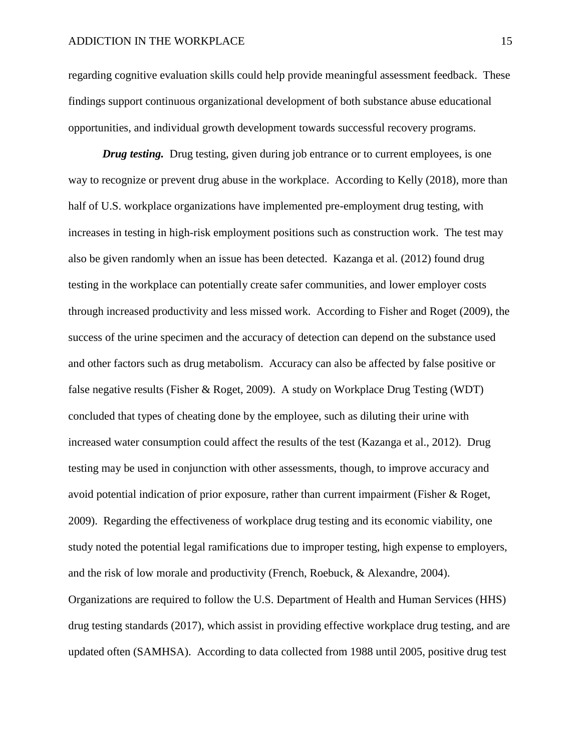regarding cognitive evaluation skills could help provide meaningful assessment feedback. These findings support continuous organizational development of both substance abuse educational opportunities, and individual growth development towards successful recovery programs.

***Drug testing.*** Drug testing, given during job entrance or to current employees, is one way to recognize or prevent drug abuse in the workplace. According to Kelly (2018), more than half of U.S. workplace organizations have implemented pre-employment drug testing, with increases in testing in high-risk employment positions such as construction work. The test may also be given randomly when an issue has been detected. Kazanga et al. (2012) found drug testing in the workplace can potentially create safer communities, and lower employer costs through increased productivity and less missed work. According to Fisher and Roget (2009), the success of the urine specimen and the accuracy of detection can depend on the substance used and other factors such as drug metabolism. Accuracy can also be affected by false positive or false negative results (Fisher & Roget, 2009). A study on Workplace Drug Testing (WDT) concluded that types of cheating done by the employee, such as diluting their urine with increased water consumption could affect the results of the test (Kazanga et al., 2012). Drug testing may be used in conjunction with other assessments, though, to improve accuracy and avoid potential indication of prior exposure, rather than current impairment (Fisher & Roget, 2009). Regarding the effectiveness of workplace drug testing and its economic viability, one study noted the potential legal ramifications due to improper testing, high expense to employers, and the risk of low morale and productivity (French, Roebuck, & Alexandre, 2004). Organizations are required to follow the U.S. Department of Health and Human Services (HHS) drug testing standards (2017), which assist in providing effective workplace drug testing, and are updated often (SAMHSA). According to data collected from 1988 until 2005, positive drug test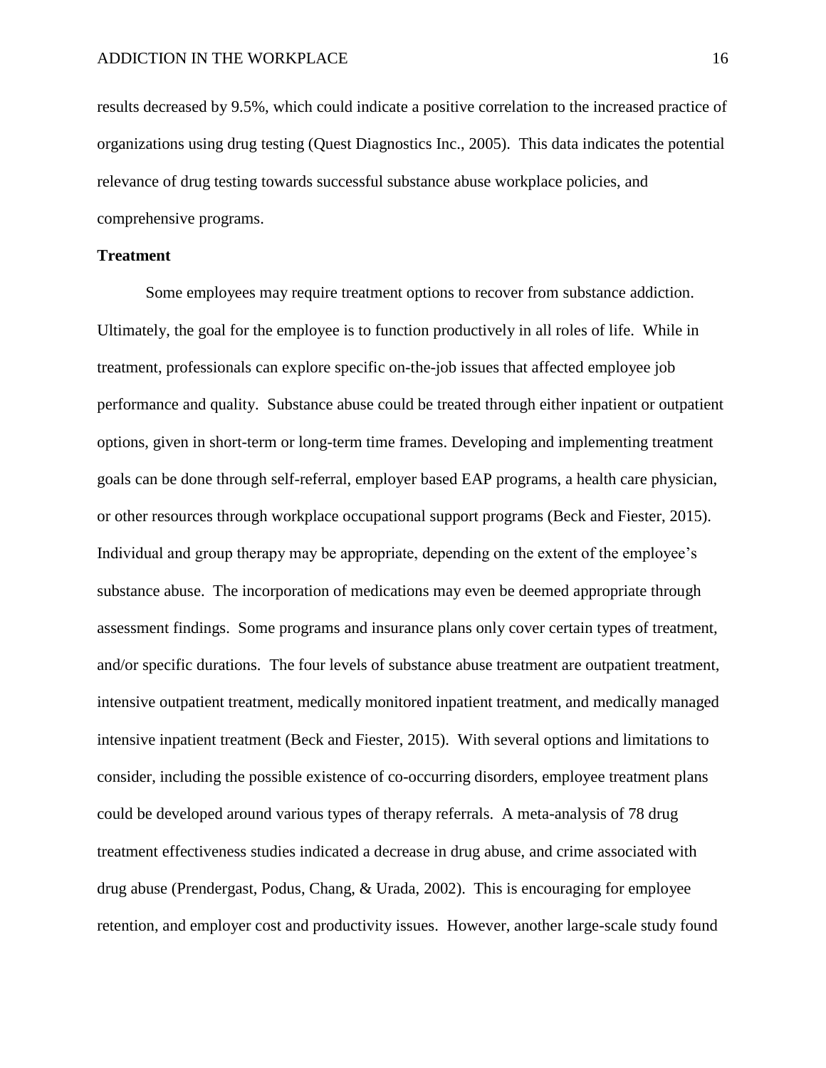results decreased by 9.5%, which could indicate a positive correlation to the increased practice of organizations using drug testing (Quest Diagnostics Inc., 2005). This data indicates the potential relevance of drug testing towards successful substance abuse workplace policies, and comprehensive programs.

## Treatment

Some employees may require treatment options to recover from substance addiction. Ultimately, the goal for the employee is to function productively in all roles of life. While in treatment, professionals can explore specific on-the-job issues that affected employee job performance and quality. Substance abuse could be treated through either inpatient or outpatient options, given in short-term or long-term time frames. Developing and implementing treatment goals can be done through self-referral, employer based EAP programs, a health care physician, or other resources through workplace occupational support programs (Beck and Fiester, 2015). Individual and group therapy may be appropriate, depending on the extent of the employee's substance abuse. The incorporation of medications may even be deemed appropriate through assessment findings. Some programs and insurance plans only cover certain types of treatment, and/or specific durations. The four levels of substance abuse treatment are outpatient treatment, intensive outpatient treatment, medically monitored inpatient treatment, and medically managed intensive inpatient treatment (Beck and Fiester, 2015). With several options and limitations to consider, including the possible existence of co-occurring disorders, employee treatment plans could be developed around various types of therapy referrals. A meta-analysis of 78 drug treatment effectiveness studies indicated a decrease in drug abuse, and crime associated with drug abuse (Prendergast, Podus, Chang, & Urada, 2002). This is encouraging for employee retention, and employer cost and productivity issues. However, another large-scale study found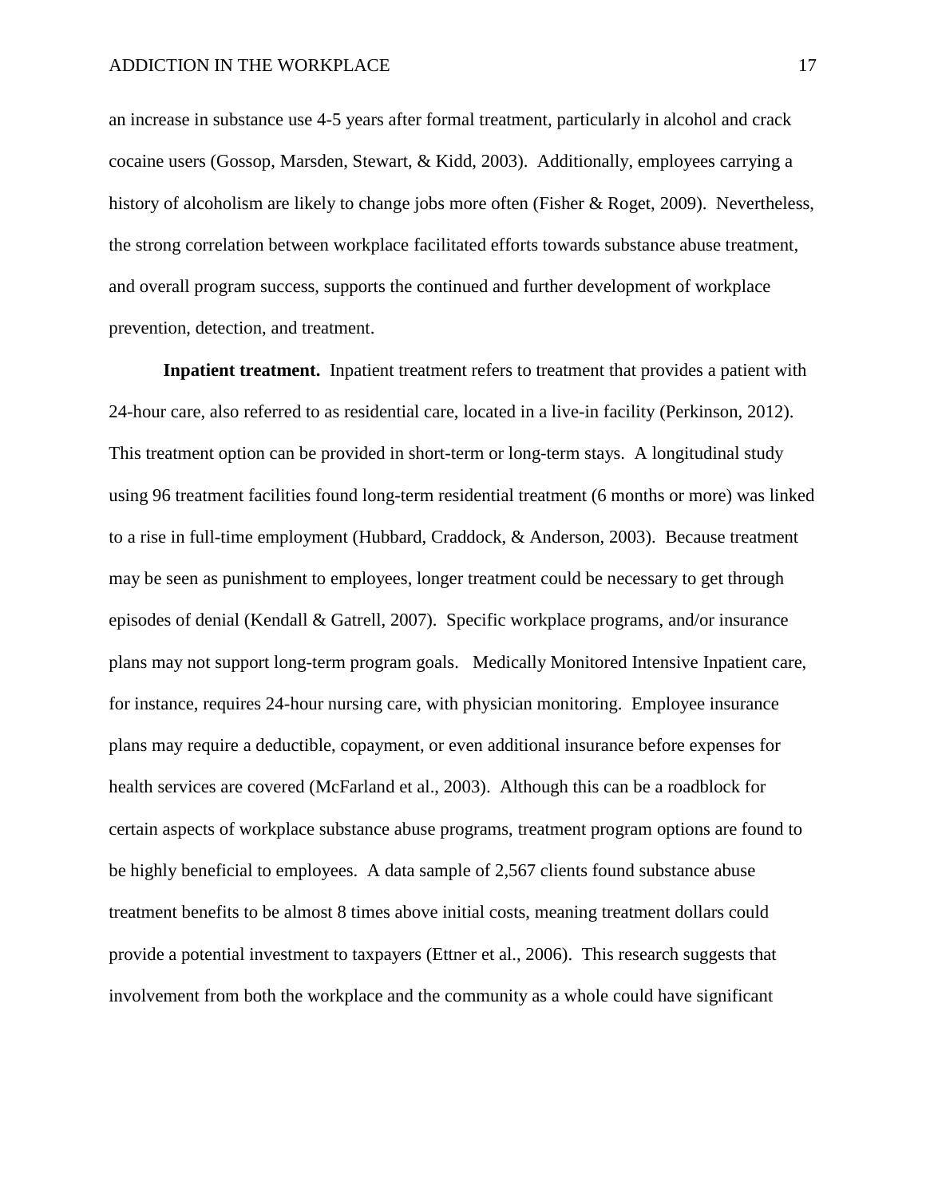an increase in substance use 4-5 years after formal treatment, particularly in alcohol and crack cocaine users (Gossop, Marsden, Stewart, & Kidd, 2003). Additionally, employees carrying a history of alcoholism are likely to change jobs more often (Fisher & Roget, 2009). Nevertheless, the strong correlation between workplace facilitated efforts towards substance abuse treatment, and overall program success, supports the continued and further development of workplace prevention, detection, and treatment.

**Inpatient treatment.** Inpatient treatment refers to treatment that provides a patient with 24-hour care, also referred to as residential care, located in a live-in facility (Perkinson, 2012). This treatment option can be provided in short-term or long-term stays. A longitudinal study using 96 treatment facilities found long-term residential treatment (6 months or more) was linked to a rise in full-time employment (Hubbard, Craddock, & Anderson, 2003). Because treatment may be seen as punishment to employees, longer treatment could be necessary to get through episodes of denial (Kendall & Gatrell, 2007). Specific workplace programs, and/or insurance plans may not support long-term program goals. Medically Monitored Intensive Inpatient care, for instance, requires 24-hour nursing care, with physician monitoring. Employee insurance plans may require a deductible, copayment, or even additional insurance before expenses for health services are covered (McFarland et al., 2003). Although this can be a roadblock for certain aspects of workplace substance abuse programs, treatment program options are found to be highly beneficial to employees. A data sample of 2,567 clients found substance abuse treatment benefits to be almost 8 times above initial costs, meaning treatment dollars could provide a potential investment to taxpayers (Ettner et al., 2006). This research suggests that involvement from both the workplace and the community as a whole could have significant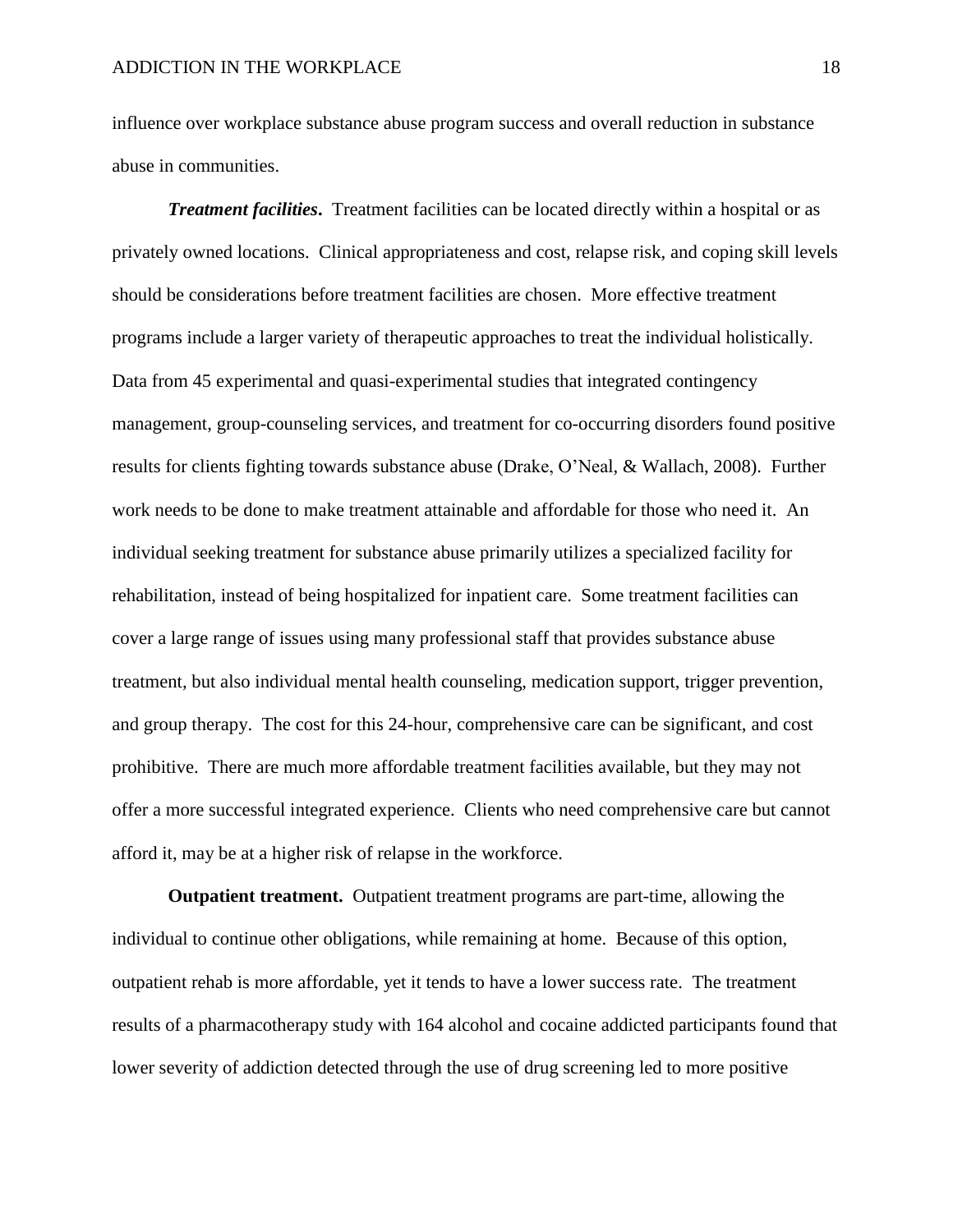influence over workplace substance abuse program success and overall reduction in substance abuse in communities.

***Treatment facilities*.** Treatment facilities can be located directly within a hospital or as privately owned locations. Clinical appropriateness and cost, relapse risk, and coping skill levels should be considerations before treatment facilities are chosen. More effective treatment programs include a larger variety of therapeutic approaches to treat the individual holistically. Data from 45 experimental and quasi-experimental studies that integrated contingency management, group-counseling services, and treatment for co-occurring disorders found positive results for clients fighting towards substance abuse (Drake, O'Neal, & Wallach, 2008). Further work needs to be done to make treatment attainable and affordable for those who need it. An individual seeking treatment for substance abuse primarily utilizes a specialized facility for rehabilitation, instead of being hospitalized for inpatient care. Some treatment facilities can cover a large range of issues using many professional staff that provides substance abuse treatment, but also individual mental health counseling, medication support, trigger prevention, and group therapy. The cost for this 24-hour, comprehensive care can be significant, and cost prohibitive. There are much more affordable treatment facilities available, but they may not offer a more successful integrated experience. Clients who need comprehensive care but cannot afford it, may be at a higher risk of relapse in the workforce.

**Outpatient treatment.** Outpatient treatment programs are part-time, allowing the individual to continue other obligations, while remaining at home. Because of this option, outpatient rehab is more affordable, yet it tends to have a lower success rate. The treatment results of a pharmacotherapy study with 164 alcohol and cocaine addicted participants found that lower severity of addiction detected through the use of drug screening led to more positive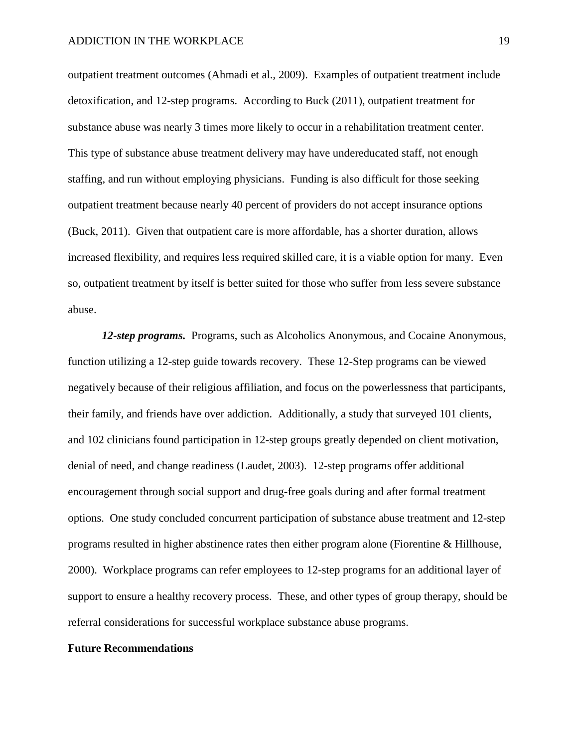outpatient treatment outcomes (Ahmadi et al., 2009). Examples of outpatient treatment include detoxification, and 12-step programs. According to Buck (2011), outpatient treatment for substance abuse was nearly 3 times more likely to occur in a rehabilitation treatment center. This type of substance abuse treatment delivery may have undereducated staff, not enough staffing, and run without employing physicians. Funding is also difficult for those seeking outpatient treatment because nearly 40 percent of providers do not accept insurance options (Buck, 2011). Given that outpatient care is more affordable, has a shorter duration, allows increased flexibility, and requires less required skilled care, it is a viable option for many. Even so, outpatient treatment by itself is better suited for those who suffer from less severe substance abuse.

***12-step programs.*** Programs, such as Alcoholics Anonymous, and Cocaine Anonymous, function utilizing a 12-step guide towards recovery. These 12-Step programs can be viewed negatively because of their religious affiliation, and focus on the powerlessness that participants, their family, and friends have over addiction. Additionally, a study that surveyed 101 clients, and 102 clinicians found participation in 12-step groups greatly depended on client motivation, denial of need, and change readiness (Laudet, 2003). 12-step programs offer additional encouragement through social support and drug-free goals during and after formal treatment options. One study concluded concurrent participation of substance abuse treatment and 12-step programs resulted in higher abstinence rates then either program alone (Fiorentine & Hillhouse, 2000). Workplace programs can refer employees to 12-step programs for an additional layer of support to ensure a healthy recovery process. These, and other types of group therapy, should be referral considerations for successful workplace substance abuse programs.

## Future Recommendations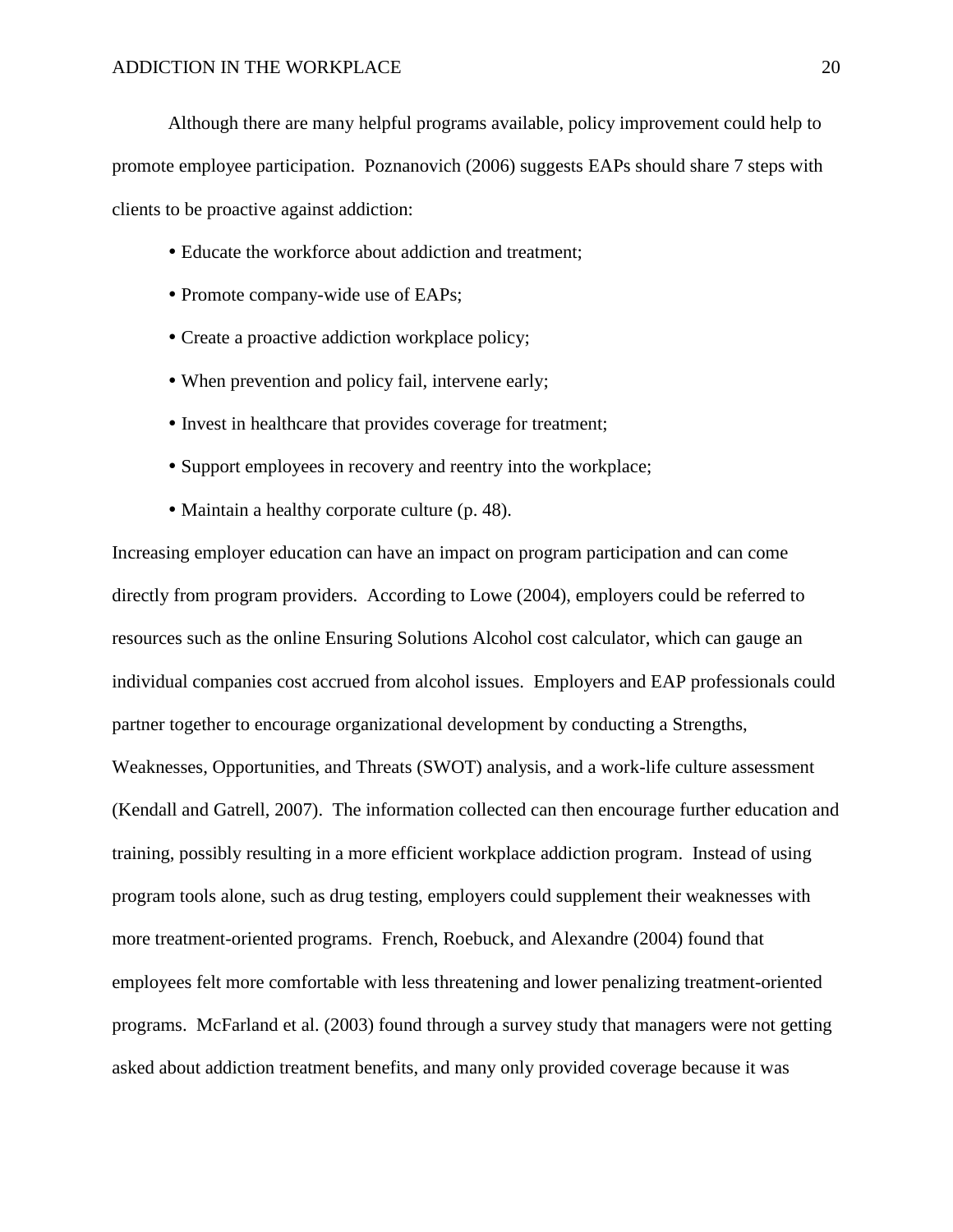Although there are many helpful programs available, policy improvement could help to promote employee participation. Poznanovich (2006) suggests EAPs should share 7 steps with clients to be proactive against addiction:

- Educate the workforce about addiction and treatment;
- Promote company-wide use of EAPs;
- Create a proactive addiction workplace policy;
- When prevention and policy fail, intervene early;
- Invest in healthcare that provides coverage for treatment;
- Support employees in recovery and reentry into the workplace;
- Maintain a healthy corporate culture (p. 48).

Increasing employer education can have an impact on program participation and can come directly from program providers. According to Lowe (2004), employers could be referred to resources such as the online Ensuring Solutions Alcohol cost calculator, which can gauge an individual companies cost accrued from alcohol issues. Employers and EAP professionals could partner together to encourage organizational development by conducting a Strengths, Weaknesses, Opportunities, and Threats (SWOT) analysis, and a work-life culture assessment (Kendall and Gatrell, 2007). The information collected can then encourage further education and training, possibly resulting in a more efficient workplace addiction program. Instead of using program tools alone, such as drug testing, employers could supplement their weaknesses with more treatment-oriented programs. French, Roebuck, and Alexandre (2004) found that employees felt more comfortable with less threatening and lower penalizing treatment-oriented programs. McFarland et al. (2003) found through a survey study that managers were not getting asked about addiction treatment benefits, and many only provided coverage because it was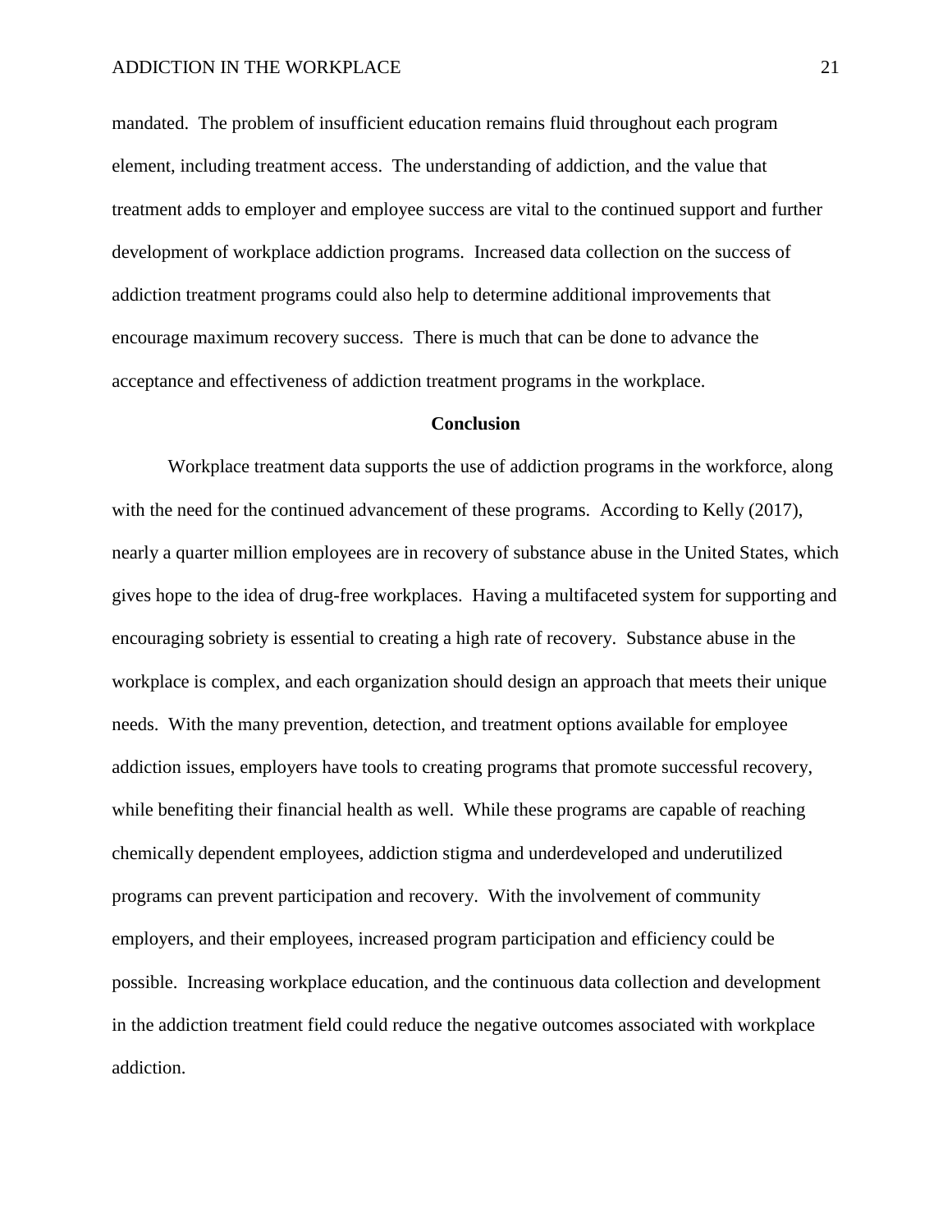mandated. The problem of insufficient education remains fluid throughout each program element, including treatment access. The understanding of addiction, and the value that treatment adds to employer and employee success are vital to the continued support and further development of workplace addiction programs. Increased data collection on the success of addiction treatment programs could also help to determine additional improvements that encourage maximum recovery success. There is much that can be done to advance the acceptance and effectiveness of addiction treatment programs in the workplace.

## Conclusion

Workplace treatment data supports the use of addiction programs in the workforce, along with the need for the continued advancement of these programs. According to Kelly (2017), nearly a quarter million employees are in recovery of substance abuse in the United States, which gives hope to the idea of drug-free workplaces. Having a multifaceted system for supporting and encouraging sobriety is essential to creating a high rate of recovery. Substance abuse in the workplace is complex, and each organization should design an approach that meets their unique needs. With the many prevention, detection, and treatment options available for employee addiction issues, employers have tools to creating programs that promote successful recovery, while benefiting their financial health as well. While these programs are capable of reaching chemically dependent employees, addiction stigma and underdeveloped and underutilized programs can prevent participation and recovery. With the involvement of community employers, and their employees, increased program participation and efficiency could be possible. Increasing workplace education, and the continuous data collection and development in the addiction treatment field could reduce the negative outcomes associated with workplace addiction.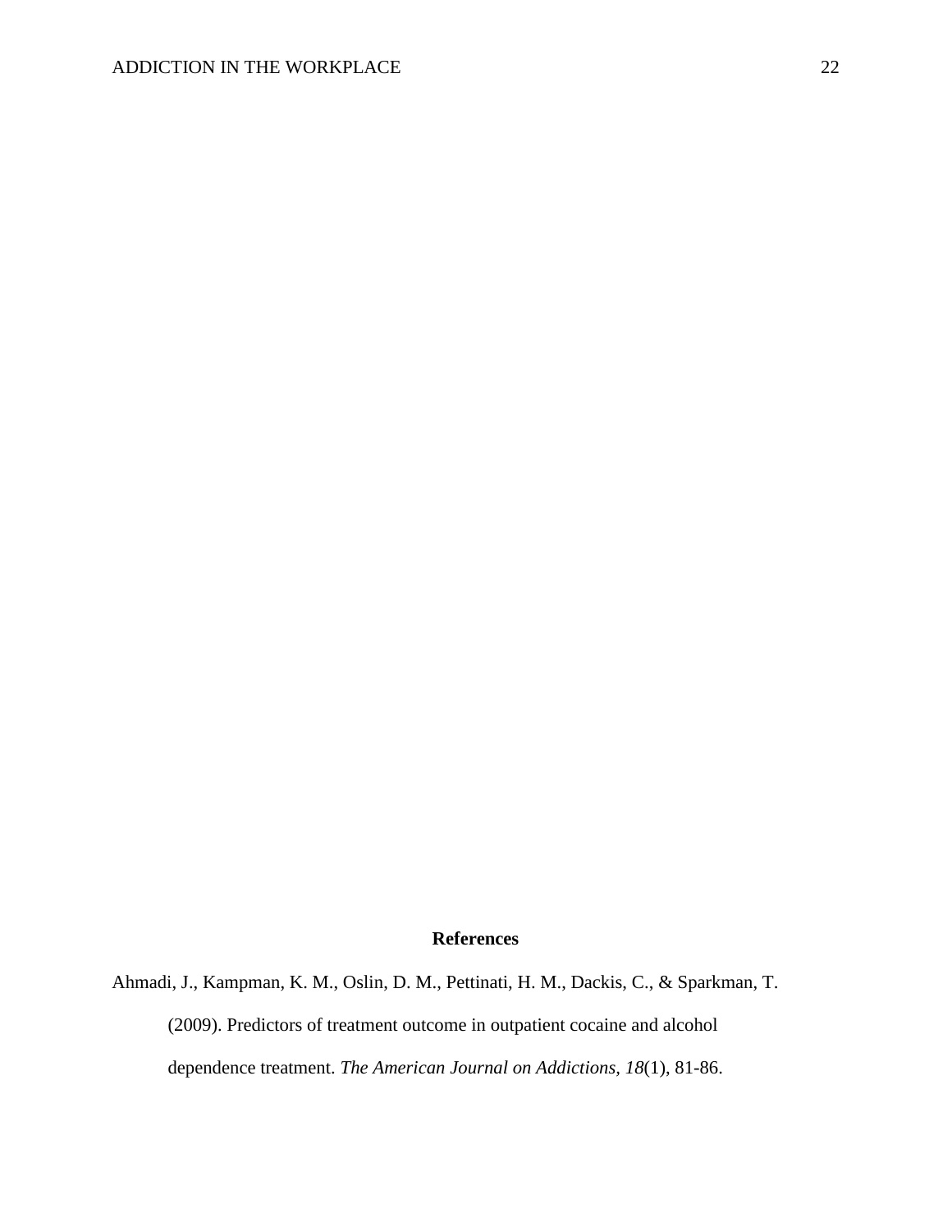# References

Ahmadi, J., Kampman, K. M., Oslin, D. M., Pettinati, H. M., Dackis, C., & Sparkman, T. (2009). Predictors of treatment outcome in outpatient cocaine and alcohol dependence treatment. *The American Journal on Addictions, 18*(1), 81-86.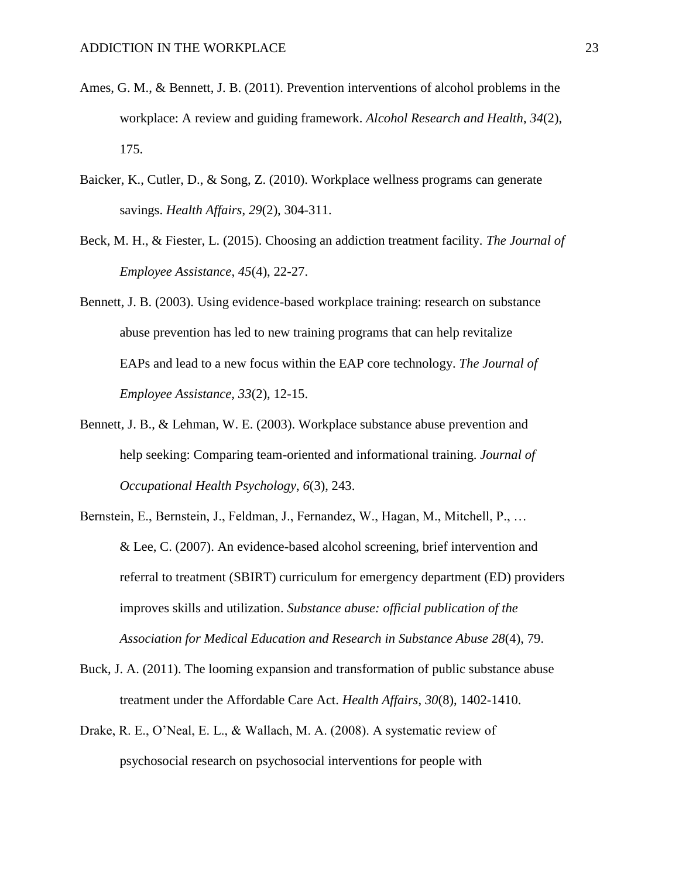Ames, G. M., & Bennett, J. B. (2011). Prevention interventions of alcohol problems in the workplace: A review and guiding framework. *Alcohol Research and Health*, *34*(2), 175.

Baicker, K., Cutler, D., & Song, Z. (2010). Workplace wellness programs can generate savings. *Health Affairs*, *29*(2), 304-311.

Beck, M. H., & Fiester, L. (2015). Choosing an addiction treatment facility. *The Journal of Employee Assistance*, *45*(4), 22-27.

Bennett, J. B. (2003). Using evidence-based workplace training: research on substance abuse prevention has led to new training programs that can help revitalize EAPs and lead to a new focus within the EAP core technology. *The Journal of Employee Assistance, 33*(2), 12-15.

Bennett, J. B., & Lehman, W. E. (2003). Workplace substance abuse prevention and help seeking: Comparing team-oriented and informational training. *Journal of Occupational Health Psychology*, *6*(3), 243.

Bernstein, E., Bernstein, J., Feldman, J., Fernandez, W., Hagan, M., Mitchell, P., … & Lee, C. (2007). An evidence-based alcohol screening, brief intervention and referral to treatment (SBIRT) curriculum for emergency department (ED) providers improves skills and utilization. *Substance abuse: official publication of the Association for Medical Education and Research in Substance Abuse 28*(4), 79.

Buck, J. A. (2011). The looming expansion and transformation of public substance abuse treatment under the Affordable Care Act. *Health Affairs*, *30*(8), 1402-1410.

Drake, R. E., O'Neal, E. L., & Wallach, M. A. (2008). A systematic review of psychosocial research on psychosocial interventions for people with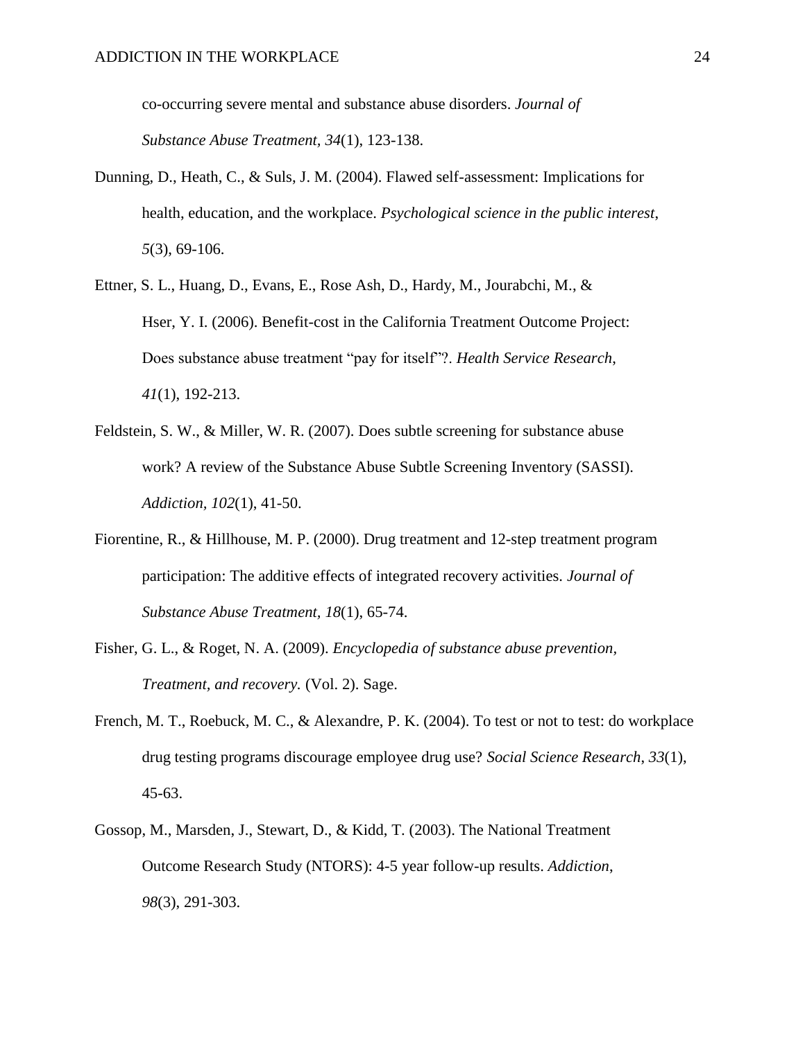co-occurring severe mental and substance abuse disorders. *Journal of Substance Abuse Treatment, 34*(1), 123-138.

Dunning, D., Heath, C., & Suls, J. M. (2004). Flawed self-assessment: Implications for health, education, and the workplace. *Psychological science in the public interest*, *5*(3), 69-106.

Ettner, S. L., Huang, D., Evans, E., Rose Ash, D., Hardy, M., Jourabchi, M., & Hser, Y. I. (2006). Benefit-cost in the California Treatment Outcome Project: Does substance abuse treatment "pay for itself"?. *Health Service Research*, *41*(1), 192-213.

Feldstein, S. W., & Miller, W. R. (2007). Does subtle screening for substance abuse work? A review of the Substance Abuse Subtle Screening Inventory (SASSI). *Addiction, 102*(1), 41-50.

Fiorentine, R., & Hillhouse, M. P. (2000). Drug treatment and 12-step treatment program participation: The additive effects of integrated recovery activities. *Journal of Substance Abuse Treatment, 18*(1), 65-74.

Fisher, G. L., & Roget, N. A. (2009). *Encyclopedia of substance abuse prevention, Treatment, and recovery.* (Vol. 2). Sage.

French, M. T., Roebuck, M. C., & Alexandre, P. K. (2004). To test or not to test: do workplace drug testing programs discourage employee drug use? *Social Science Research, 33*(1), 45-63.

Gossop, M., Marsden, J., Stewart, D., & Kidd, T. (2003). The National Treatment Outcome Research Study (NTORS): 4-5 year follow-up results. *Addiction*, *98*(3), 291-303.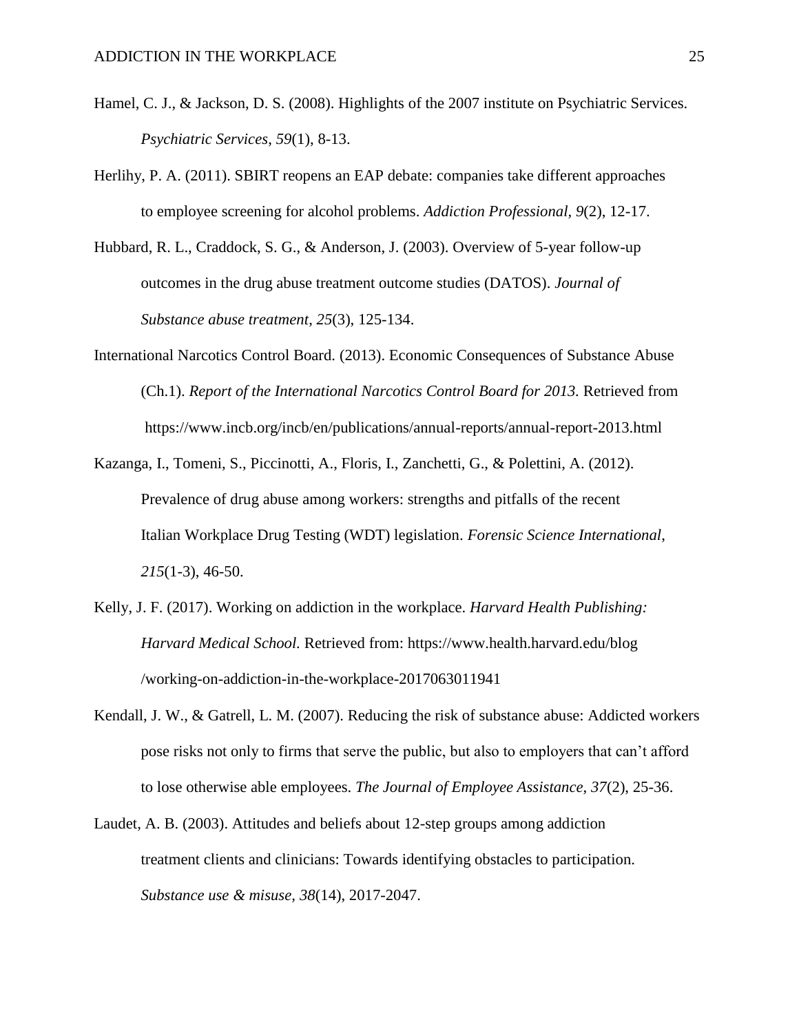Hamel, C. J., & Jackson, D. S. (2008). Highlights of the 2007 institute on Psychiatric Services. *Psychiatric Services*, *59*(1), 8-13.

Herlihy, P. A. (2011). SBIRT reopens an EAP debate: companies take different approaches to employee screening for alcohol problems. *Addiction Professional, 9*(2), 12-17.

Hubbard, R. L., Craddock, S. G., & Anderson, J. (2003). Overview of 5-year follow-up outcomes in the drug abuse treatment outcome studies (DATOS). *Journal of Substance abuse treatment*, *25*(3), 125-134.

International Narcotics Control Board. (2013). Economic Consequences of Substance Abuse (Ch.1). *Report of the International Narcotics Control Board for 2013.* Retrieved from https://www.incb.org/incb/en/publications/annual-reports/annual-report-2013.html

Kazanga, I., Tomeni, S., Piccinotti, A., Floris, I., Zanchetti, G., & Polettini, A. (2012). Prevalence of drug abuse among workers: strengths and pitfalls of the recent Italian Workplace Drug Testing (WDT) legislation. *Forensic Science International*, *215*(1-3), 46-50.

Kelly, J. F. (2017). Working on addiction in the workplace. *Harvard Health Publishing: Harvard Medical School.* Retrieved from: https://www.health.harvard.edu/blog /working-on-addiction-in-the-workplace-2017063011941

Kendall, J. W., & Gatrell, L. M. (2007). Reducing the risk of substance abuse: Addicted workers pose risks not only to firms that serve the public, but also to employers that can't afford to lose otherwise able employees. *The Journal of Employee Assistance*, *37*(2), 25-36.

Laudet, A. B. (2003). Attitudes and beliefs about 12-step groups among addiction treatment clients and clinicians: Towards identifying obstacles to participation. *Substance use & misuse, 38*(14), 2017-2047.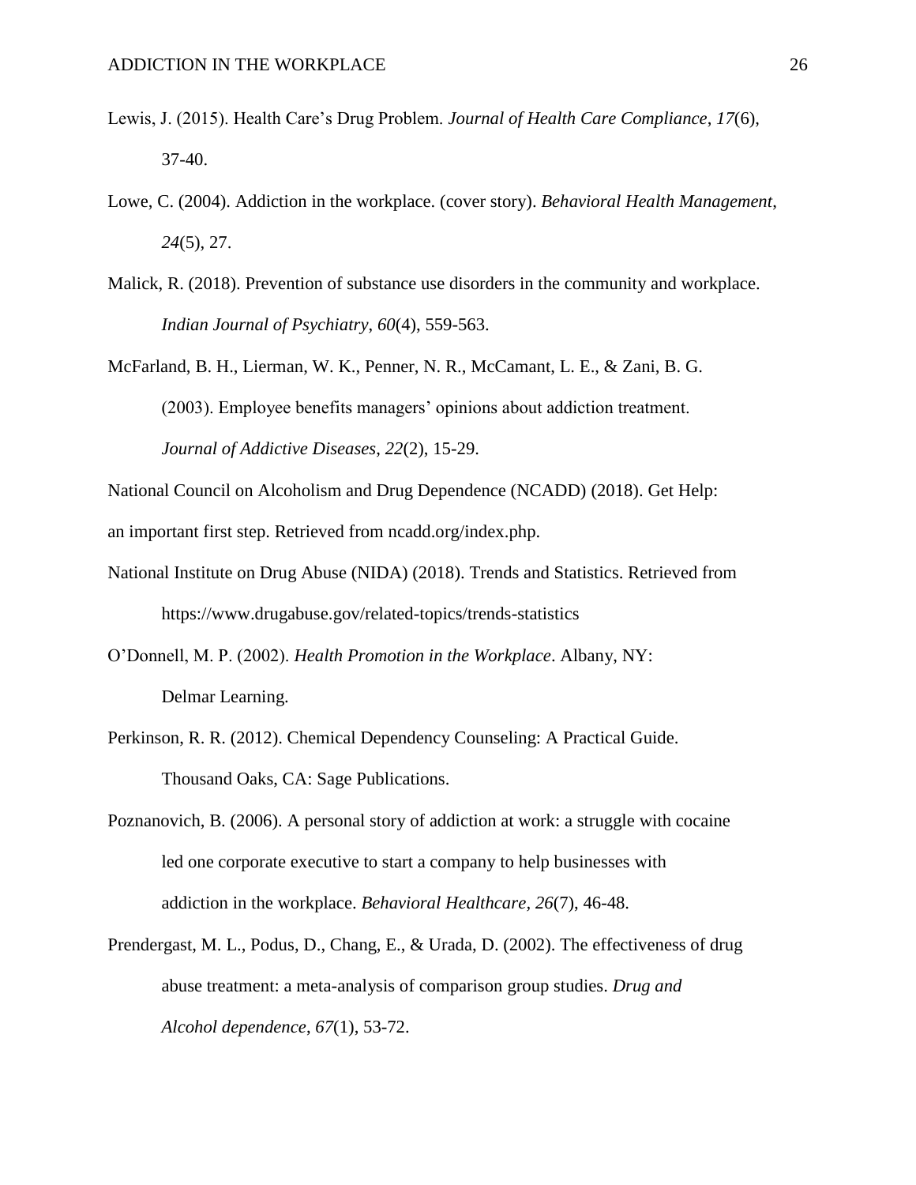Lewis, J. (2015). Health Care's Drug Problem. *Journal of Health Care Compliance*, *17*(6), 37-40.

Lowe, C. (2004). Addiction in the workplace. (cover story). *Behavioral Health Management*, *24*(5), 27.

Malick, R. (2018). Prevention of substance use disorders in the community and workplace. *Indian Journal of Psychiatry*, *60*(4), 559-563.

McFarland, B. H., Lierman, W. K., Penner, N. R., McCamant, L. E., & Zani, B. G. (2003). Employee benefits managers' opinions about addiction treatment. *Journal of Addictive Diseases*, *22*(2), 15-29.

National Council on Alcoholism and Drug Dependence (NCADD) (2018). Get Help: an important first step. Retrieved from ncadd.org/index.php.

National Institute on Drug Abuse (NIDA) (2018). Trends and Statistics. Retrieved from https://www.drugabuse.gov/related-topics/trends-statistics

O'Donnell, M. P. (2002). *Health Promotion in the Workplace*. Albany, NY: Delmar Learning.

Perkinson, R. R. (2012). Chemical Dependency Counseling: A Practical Guide. Thousand Oaks, CA: Sage Publications.

Poznanovich, B. (2006). A personal story of addiction at work: a struggle with cocaine led one corporate executive to start a company to help businesses with addiction in the workplace. *Behavioral Healthcare*, *26*(7), 46-48.

Prendergast, M. L., Podus, D., Chang, E., & Urada, D. (2002). The effectiveness of drug abuse treatment: a meta-analysis of comparison group studies. *Drug and Alcohol dependence*, *67*(1), 53-72.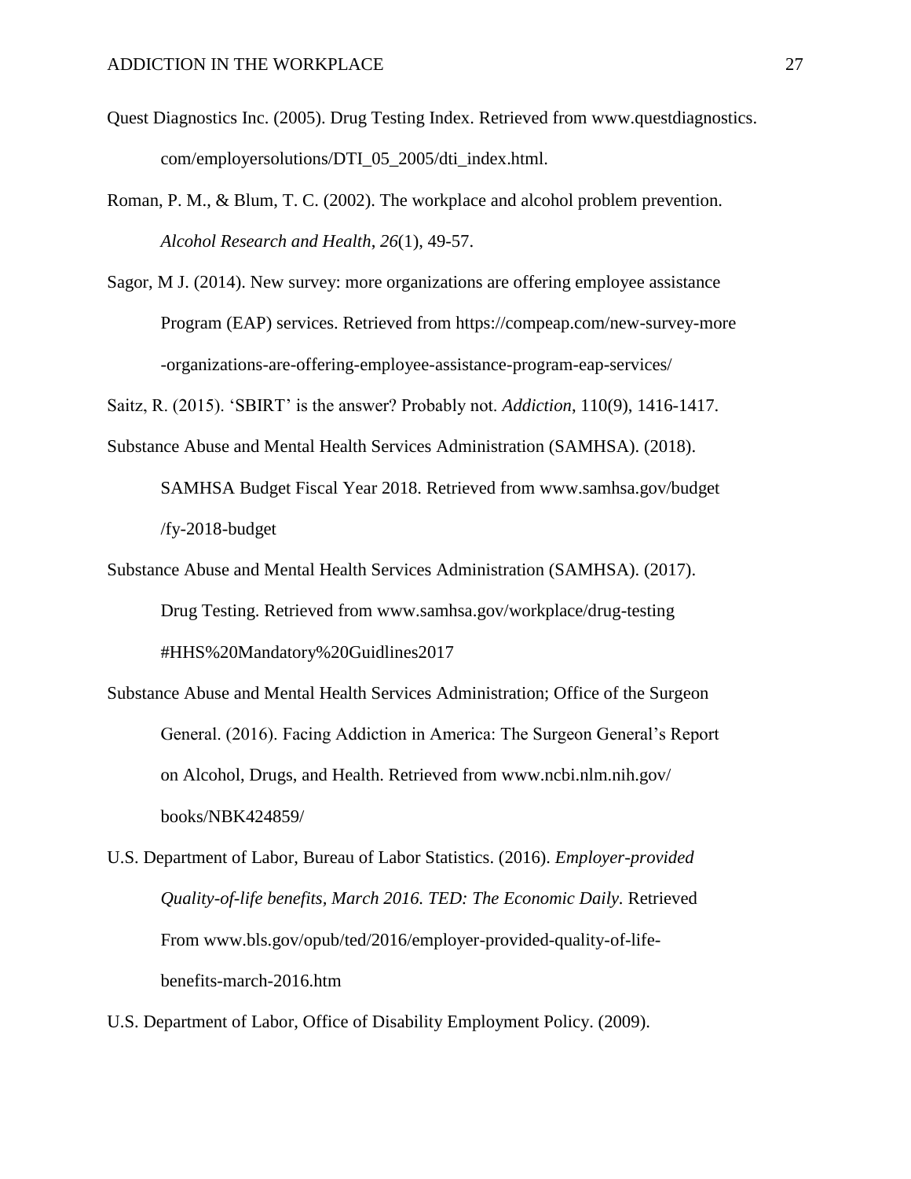Quest Diagnostics Inc. (2005). Drug Testing Index. Retrieved from www.questdiagnostics.com/employersolutions/DTI_05_2005/dti_index.html.

Roman, P. M., & Blum, T. C. (2002). The workplace and alcohol problem prevention. *Alcohol Research and Health*, *26*(1), 49-57.

Sagor, M J. (2014). New survey: more organizations are offering employee assistance Program (EAP) services. Retrieved from https://compeap.com/new-survey-more-organizations-are-offering-employee-assistance-program-eap-services/

Saitz, R. (2015). 'SBIRT' is the answer? Probably not. *Addiction*, 110(9), 1416-1417.

Substance Abuse and Mental Health Services Administration (SAMHSA). (2018). SAMHSA Budget Fiscal Year 2018. Retrieved from www.samhsa.gov/budget/fy-2018-budget

Substance Abuse and Mental Health Services Administration (SAMHSA). (2017). Drug Testing. Retrieved from www.samhsa.gov/workplace/drug-testing#HHS%20Mandatory%20Guidlines2017

Substance Abuse and Mental Health Services Administration; Office of the Surgeon General. (2016). Facing Addiction in America: The Surgeon General's Report on Alcohol, Drugs, and Health. Retrieved from www.ncbi.nlm.nih.gov/books/NBK424859/

U.S. Department of Labor, Bureau of Labor Statistics. (2016). *Employer-provided Quality-of-life benefits, March 2016. TED: The Economic Daily*. Retrieved From www.bls.gov/opub/ted/2016/employer-provided-quality-of-life-benefits-march-2016.htm

U.S. Department of Labor, Office of Disability Employment Policy. (2009).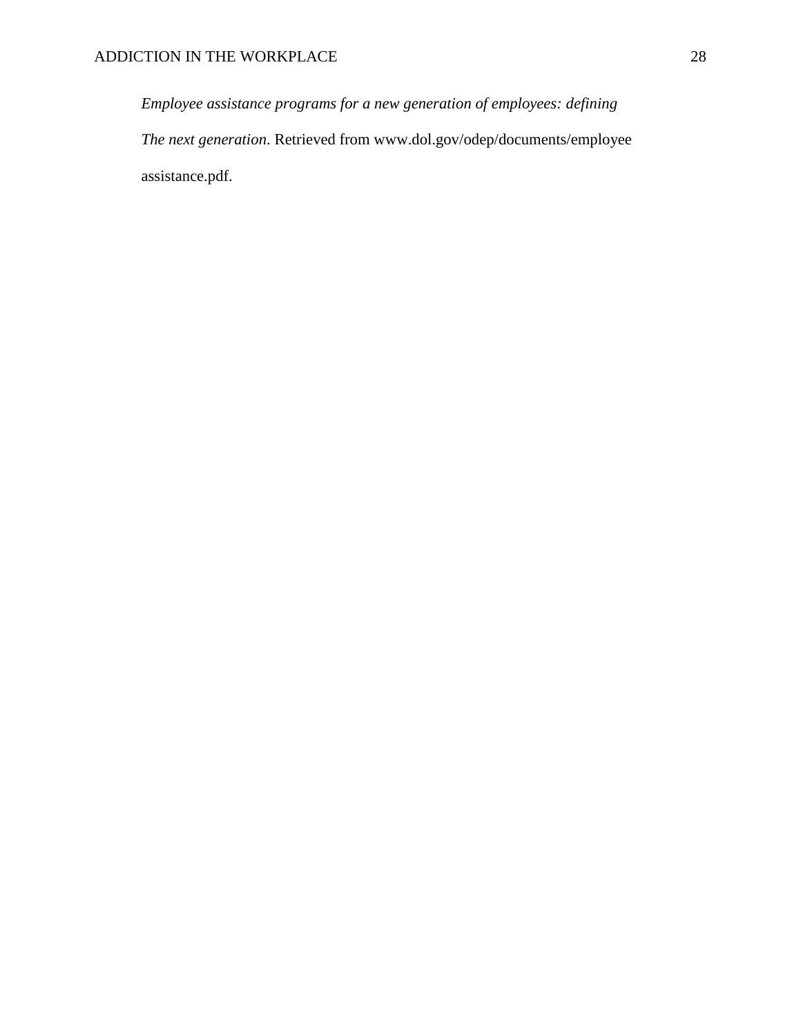*Employee assistance programs for a new generation of employees: defining The next generation*. Retrieved from www.dol.gov/odep/documents/employee assistance.pdf.